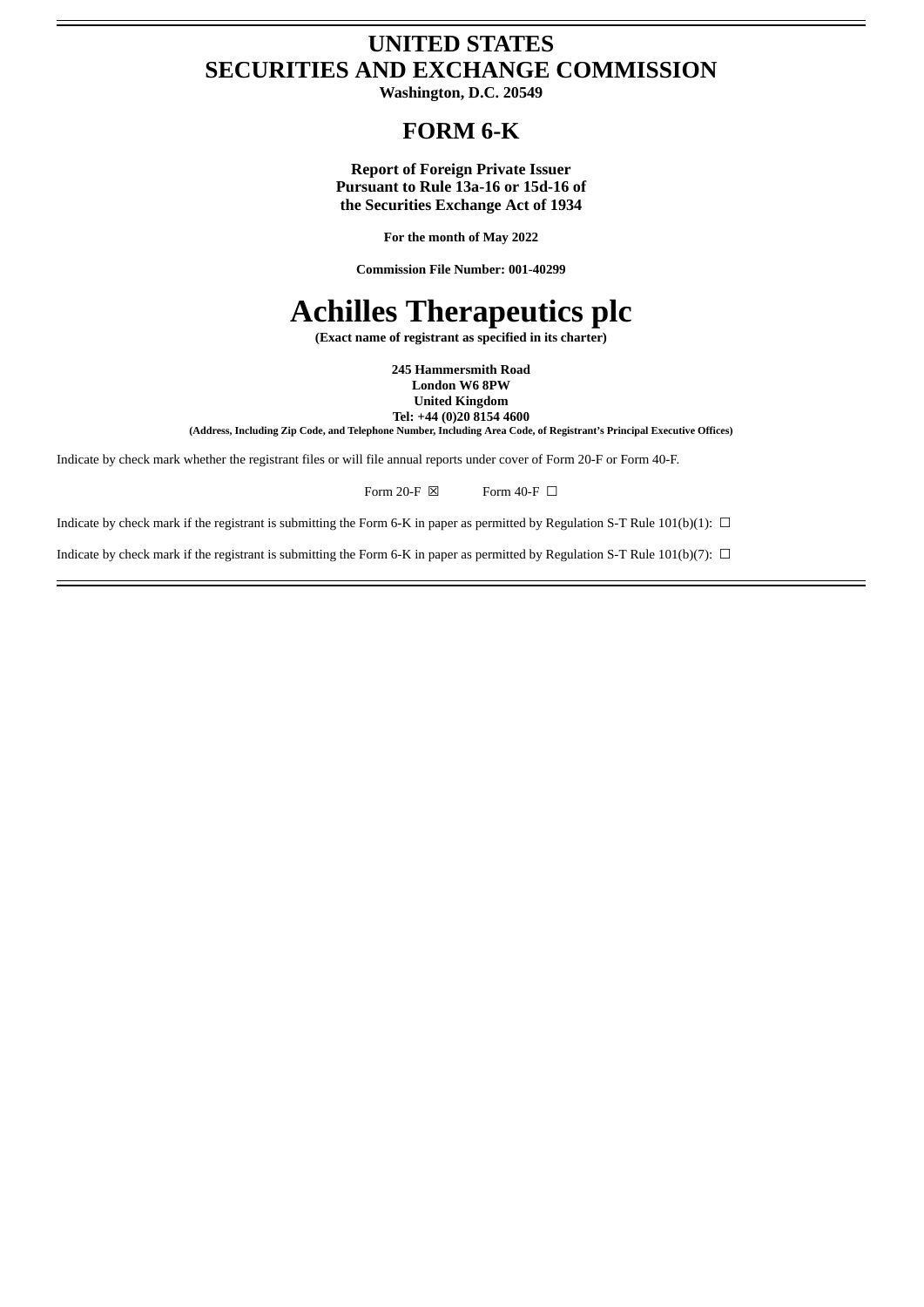# UNITED STATES
# SECURITIES AND EXCHANGE COMMISSION

**Washington, D.C. 20549**

## FORM 6-K

**Report of Foreign Private Issuer**
**Pursuant to Rule 13a-16 or 15d-16 of**
**the Securities Exchange Act of 1934**

**For the month of May 2022**

**Commission File Number: 001-40299**

# Achilles Therapeutics plc

**(Exact name of registrant as specified in its charter)**

**245 Hammersmith Road**
**London W6 8PW**
**United Kingdom**
**Tel: +44 (0)20 8154 4600**
**(Address, Including Zip Code, and Telephone Number, Including Area Code, of Registrant's Principal Executive Offices)**

Indicate by check mark whether the registrant files or will file annual reports under cover of Form 20-F or Form 40-F.

Form 20-F ☒ Form 40-F ☐

Indicate by check mark if the registrant is submitting the Form 6-K in paper as permitted by Regulation S-T Rule 101(b)(1): ☐

Indicate by check mark if the registrant is submitting the Form 6-K in paper as permitted by Regulation S-T Rule 101(b)(7): ☐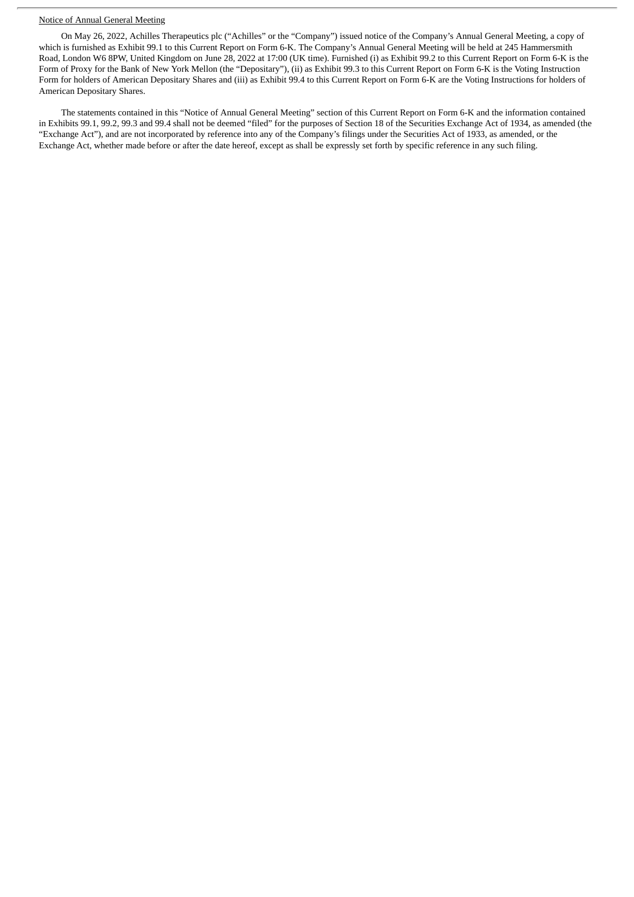Notice of Annual General Meeting

On May 26, 2022, Achilles Therapeutics plc (“Achilles” or the “Company”) issued notice of the Company’s Annual General Meeting, a copy of which is furnished as Exhibit 99.1 to this Current Report on Form 6-K. The Company’s Annual General Meeting will be held at 245 Hammersmith Road, London W6 8PW, United Kingdom on June 28, 2022 at 17:00 (UK time). Furnished (i) as Exhibit 99.2 to this Current Report on Form 6-K is the Form of Proxy for the Bank of New York Mellon (the “Depositary”), (ii) as Exhibit 99.3 to this Current Report on Form 6-K is the Voting Instruction Form for holders of American Depositary Shares and (iii) as Exhibit 99.4 to this Current Report on Form 6-K are the Voting Instructions for holders of American Depositary Shares.

The statements contained in this “Notice of Annual General Meeting” section of this Current Report on Form 6-K and the information contained in Exhibits 99.1, 99.2, 99.3 and 99.4 shall not be deemed “filed” for the purposes of Section 18 of the Securities Exchange Act of 1934, as amended (the “Exchange Act”), and are not incorporated by reference into any of the Company’s filings under the Securities Act of 1933, as amended, or the Exchange Act, whether made before or after the date hereof, except as shall be expressly set forth by specific reference in any such filing.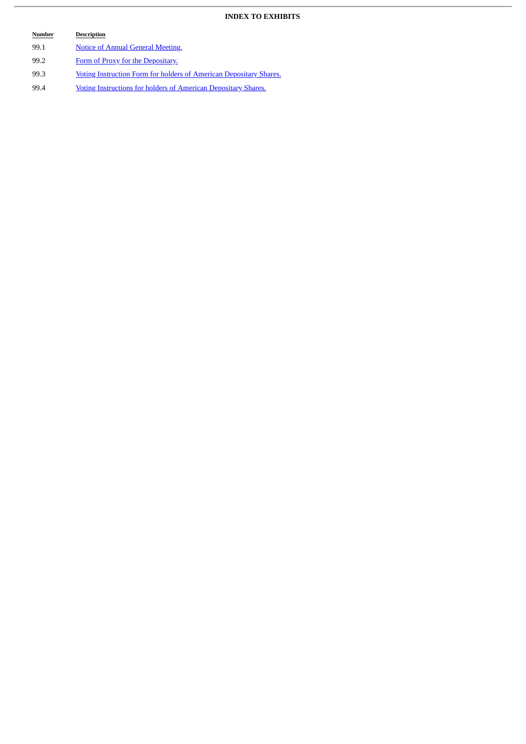## INDEX TO EXHIBITS

| Number | Description |
|---|---|
| 99.1 | Notice of Annual General Meeting. |
| 99.2 | Form of Proxy for the Depositary. |
| 99.3 | Voting Instruction Form for holders of American Depositary Shares. |
| 99.4 | Voting Instructions for holders of American Depositary Shares. |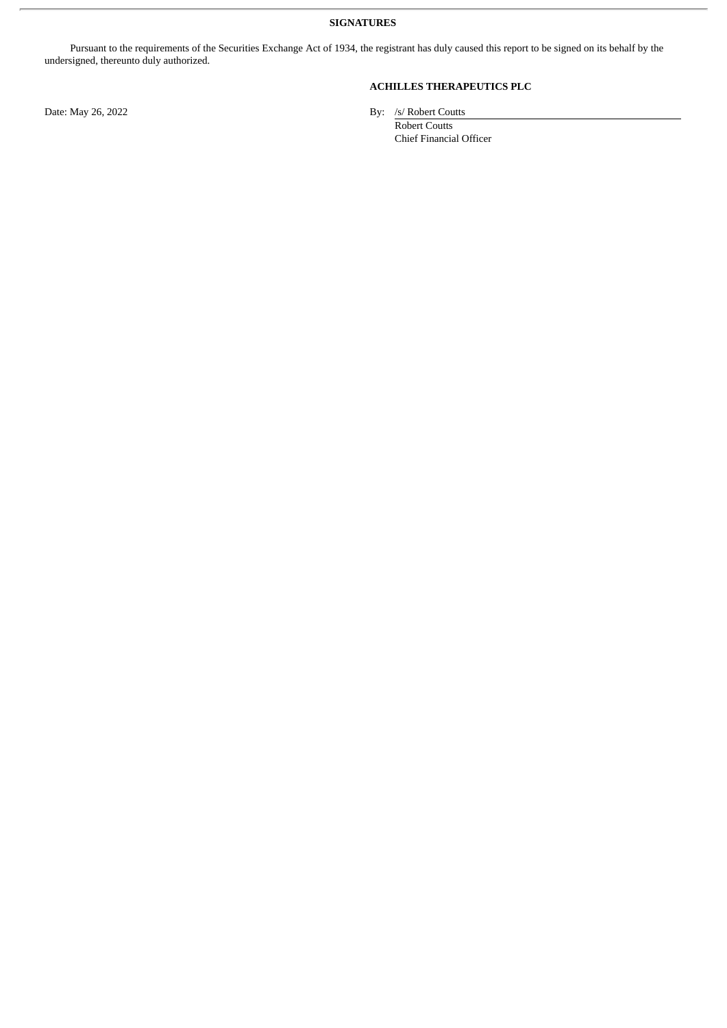**SIGNATURES**

Pursuant to the requirements of the Securities Exchange Act of 1934, the registrant has duly caused this report to be signed on its behalf by the undersigned, thereunto duly authorized.

**ACHILLES THERAPEUTICS PLC**

Date: May 26, 2022

By: /s/ Robert Coutts
Robert Coutts
Chief Financial Officer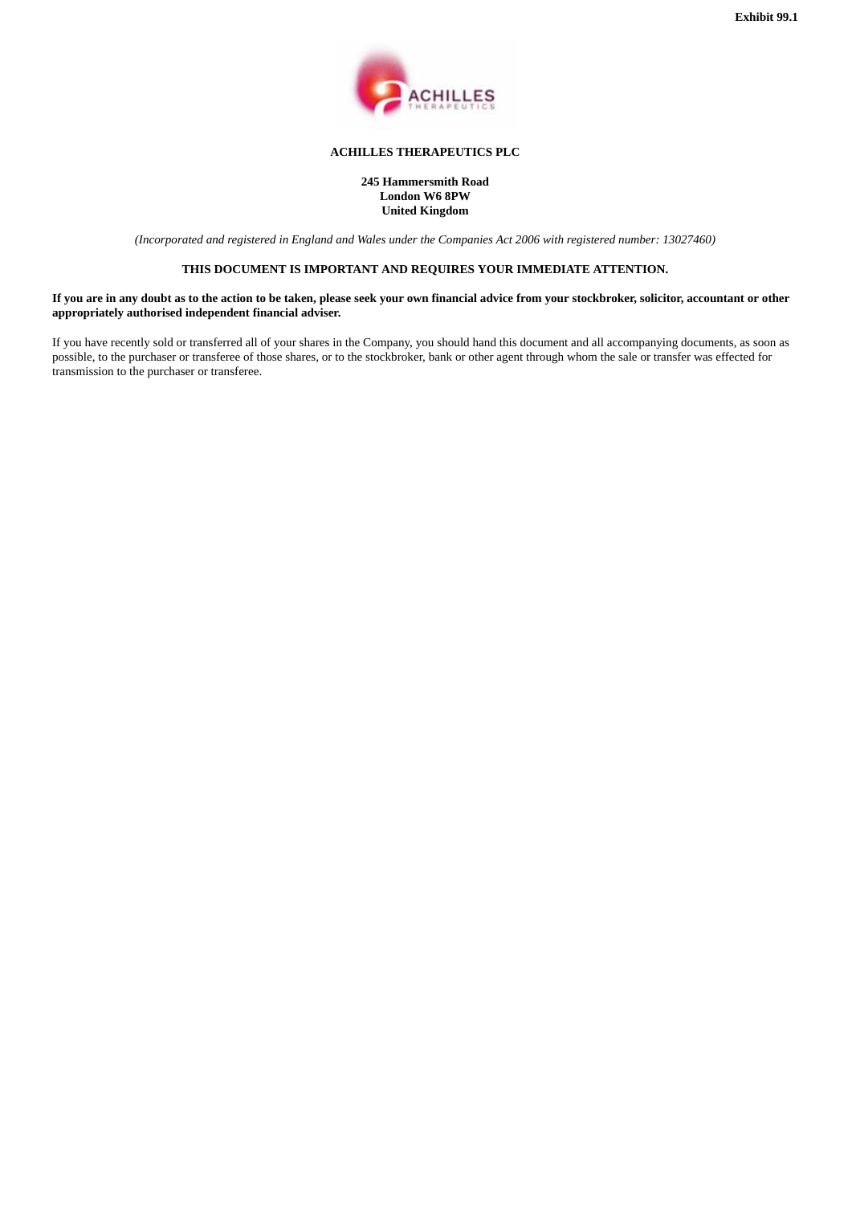**Exhibit 99.1**

**ACHILLES THERAPEUTICS PLC**

**245 Hammersmith Road**
**London W6 8PW**
**United Kingdom**

*(Incorporated and registered in England and Wales under the Companies Act 2006 with registered number: 13027460)*

**THIS DOCUMENT IS IMPORTANT AND REQUIRES YOUR IMMEDIATE ATTENTION.**

**If you are in any doubt as to the action to be taken, please seek your own financial advice from your stockbroker, solicitor, accountant or other appropriately authorised independent financial adviser.**

If you have recently sold or transferred all of your shares in the Company, you should hand this document and all accompanying documents, as soon as possible, to the purchaser or transferee of those shares, or to the stockbroker, bank or other agent through whom the sale or transfer was effected for transmission to the purchaser or transferee.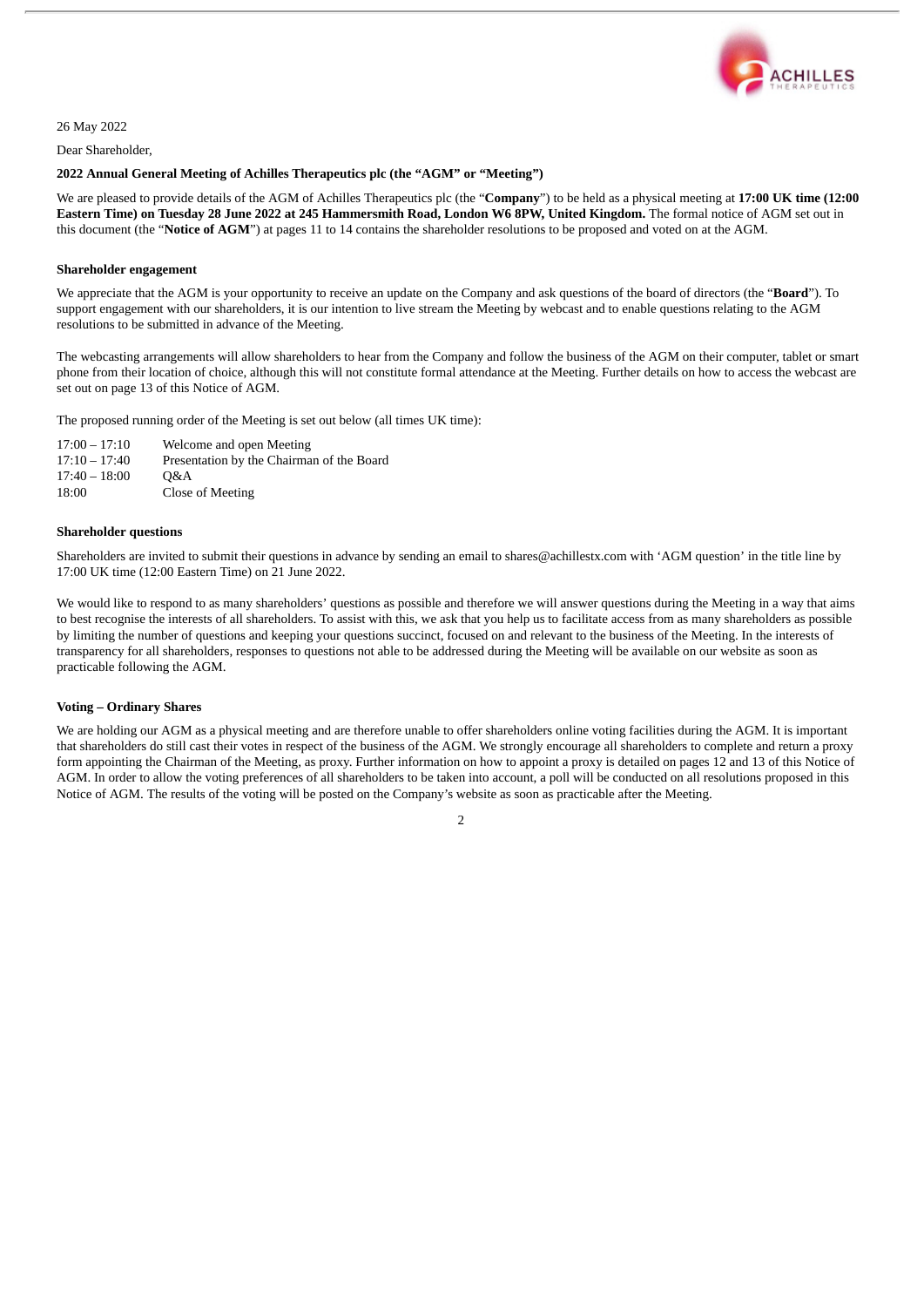26 May 2022

Dear Shareholder,

**2022 Annual General Meeting of Achilles Therapeutics plc (the "AGM" or "Meeting")**

We are pleased to provide details of the AGM of Achilles Therapeutics plc (the "**Company**") to be held as a physical meeting at **17:00 UK time (12:00 Eastern Time) on Tuesday 28 June 2022 at 245 Hammersmith Road, London W6 8PW, United Kingdom.** The formal notice of AGM set out in this document (the "**Notice of AGM**") at pages 11 to 14 contains the shareholder resolutions to be proposed and voted on at the AGM.

**Shareholder engagement**

We appreciate that the AGM is your opportunity to receive an update on the Company and ask questions of the board of directors (the "**Board**"). To support engagement with our shareholders, it is our intention to live stream the Meeting by webcast and to enable questions relating to the AGM resolutions to be submitted in advance of the Meeting.

The webcasting arrangements will allow shareholders to hear from the Company and follow the business of the AGM on their computer, tablet or smart phone from their location of choice, although this will not constitute formal attendance at the Meeting. Further details on how to access the webcast are set out on page 13 of this Notice of AGM.

The proposed running order of the Meeting is set out below (all times UK time):

| | |
|---|---|
| 17:00 – 17:10 | Welcome and open Meeting |
| 17:10 – 17:40 | Presentation by the Chairman of the Board |
| 17:40 – 18:00 | Q&A |
| 18:00 | Close of Meeting |

**Shareholder questions**

Shareholders are invited to submit their questions in advance by sending an email to shares@achillestx.com with 'AGM question' in the title line by 17:00 UK time (12:00 Eastern Time) on 21 June 2022.

We would like to respond to as many shareholders' questions as possible and therefore we will answer questions during the Meeting in a way that aims to best recognise the interests of all shareholders. To assist with this, we ask that you help us to facilitate access from as many shareholders as possible by limiting the number of questions and keeping your questions succinct, focused on and relevant to the business of the Meeting. In the interests of transparency for all shareholders, responses to questions not able to be addressed during the Meeting will be available on our website as soon as practicable following the AGM.

**Voting – Ordinary Shares**

We are holding our AGM as a physical meeting and are therefore unable to offer shareholders online voting facilities during the AGM. It is important that shareholders do still cast their votes in respect of the business of the AGM. We strongly encourage all shareholders to complete and return a proxy form appointing the Chairman of the Meeting, as proxy. Further information on how to appoint a proxy is detailed on pages 12 and 13 of this Notice of AGM. In order to allow the voting preferences of all shareholders to be taken into account, a poll will be conducted on all resolutions proposed in this Notice of AGM. The results of the voting will be posted on the Company's website as soon as practicable after the Meeting.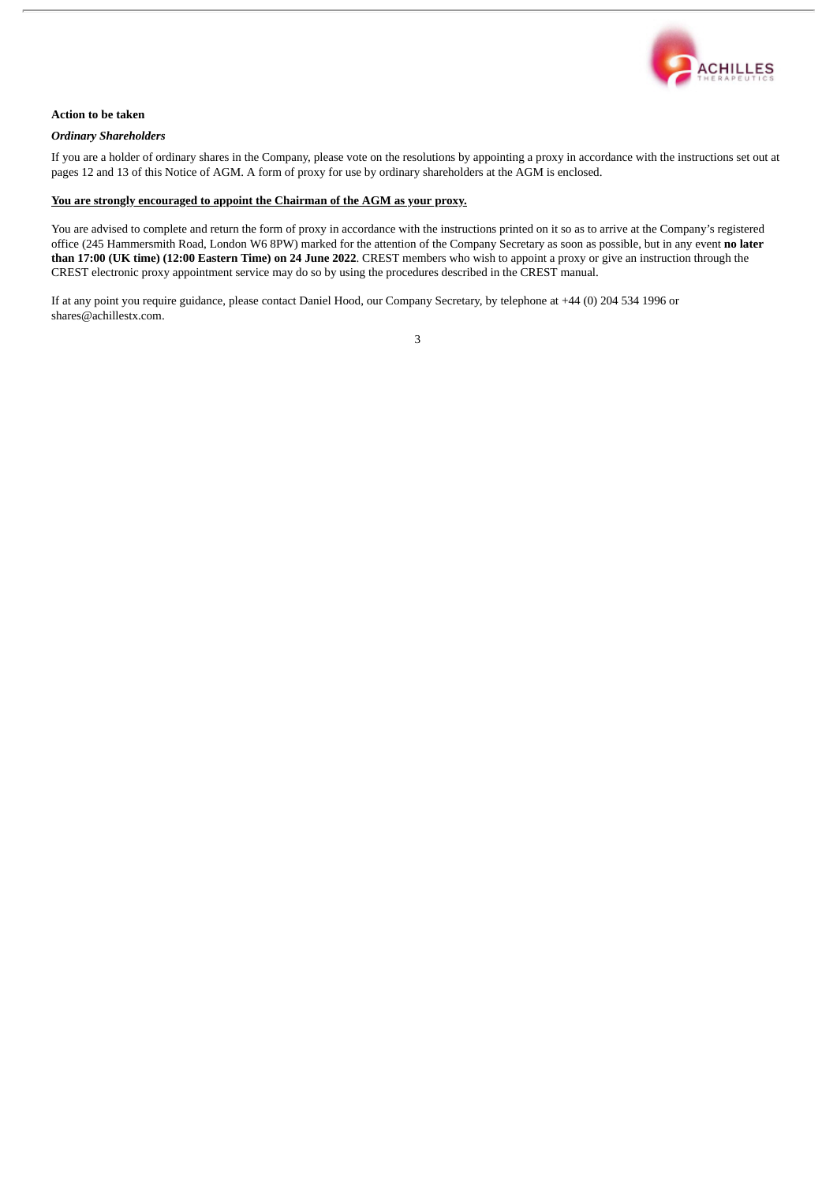**Action to be taken**

***Ordinary Shareholders***

If you are a holder of ordinary shares in the Company, please vote on the resolutions by appointing a proxy in accordance with the instructions set out at pages 12 and 13 of this Notice of AGM. A form of proxy for use by ordinary shareholders at the AGM is enclosed.

<u>**You are strongly encouraged to appoint the Chairman of the AGM as your proxy.**</u>

You are advised to complete and return the form of proxy in accordance with the instructions printed on it so as to arrive at the Company's registered office (245 Hammersmith Road, London W6 8PW) marked for the attention of the Company Secretary as soon as possible, but in any event **no later than 17:00 (UK time) (12:00 Eastern Time) on 24 June 2022**. CREST members who wish to appoint a proxy or give an instruction through the CREST electronic proxy appointment service may do so by using the procedures described in the CREST manual.

If at any point you require guidance, please contact Daniel Hood, our Company Secretary, by telephone at +44 (0) 204 534 1996 or shares@achillestx.com.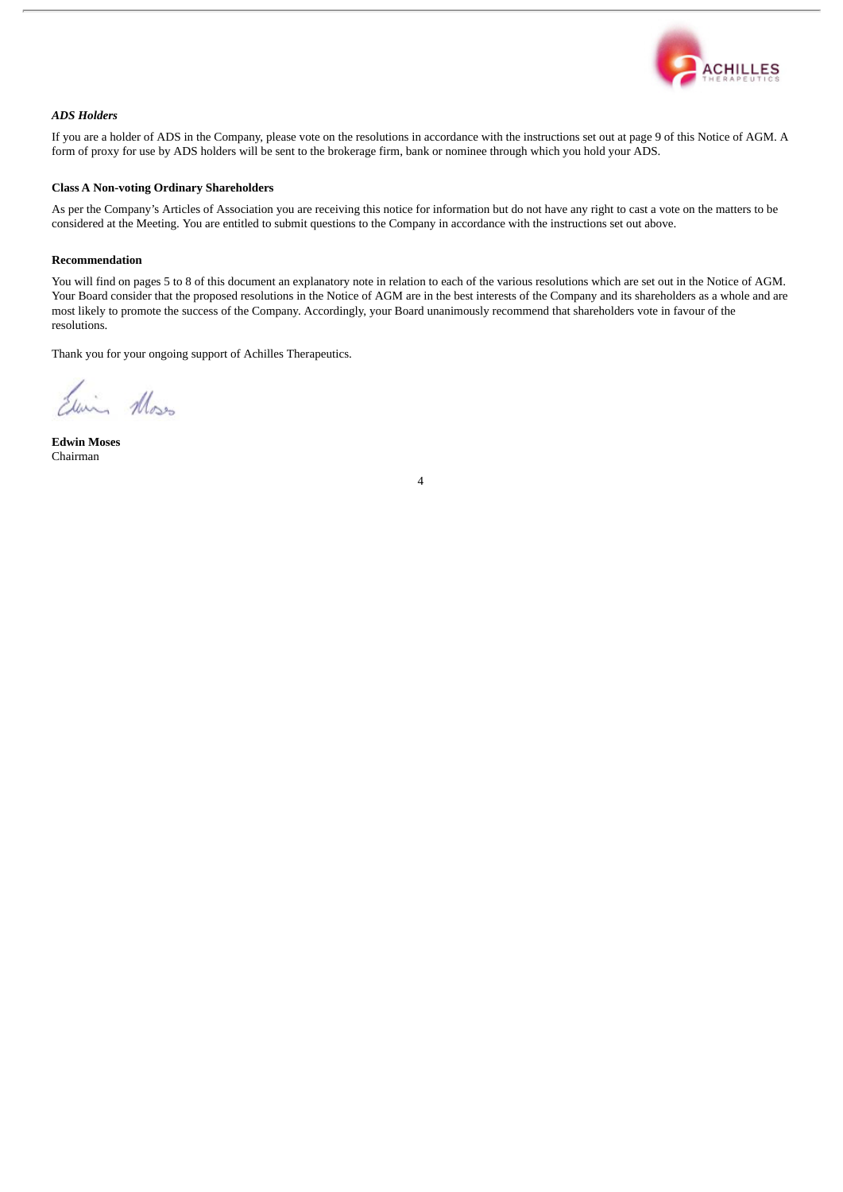*ADS Holders*

If you are a holder of ADS in the Company, please vote on the resolutions in accordance with the instructions set out at page 9 of this Notice of AGM. A form of proxy for use by ADS holders will be sent to the brokerage firm, bank or nominee through which you hold your ADS.

**Class A Non-voting Ordinary Shareholders**

As per the Company's Articles of Association you are receiving this notice for information but do not have any right to cast a vote on the matters to be considered at the Meeting. You are entitled to submit questions to the Company in accordance with the instructions set out above.

**Recommendation**

You will find on pages 5 to 8 of this document an explanatory note in relation to each of the various resolutions which are set out in the Notice of AGM. Your Board consider that the proposed resolutions in the Notice of AGM are in the best interests of the Company and its shareholders as a whole and are most likely to promote the success of the Company. Accordingly, your Board unanimously recommend that shareholders vote in favour of the resolutions.

Thank you for your ongoing support of Achilles Therapeutics.

**Edwin Moses**
Chairman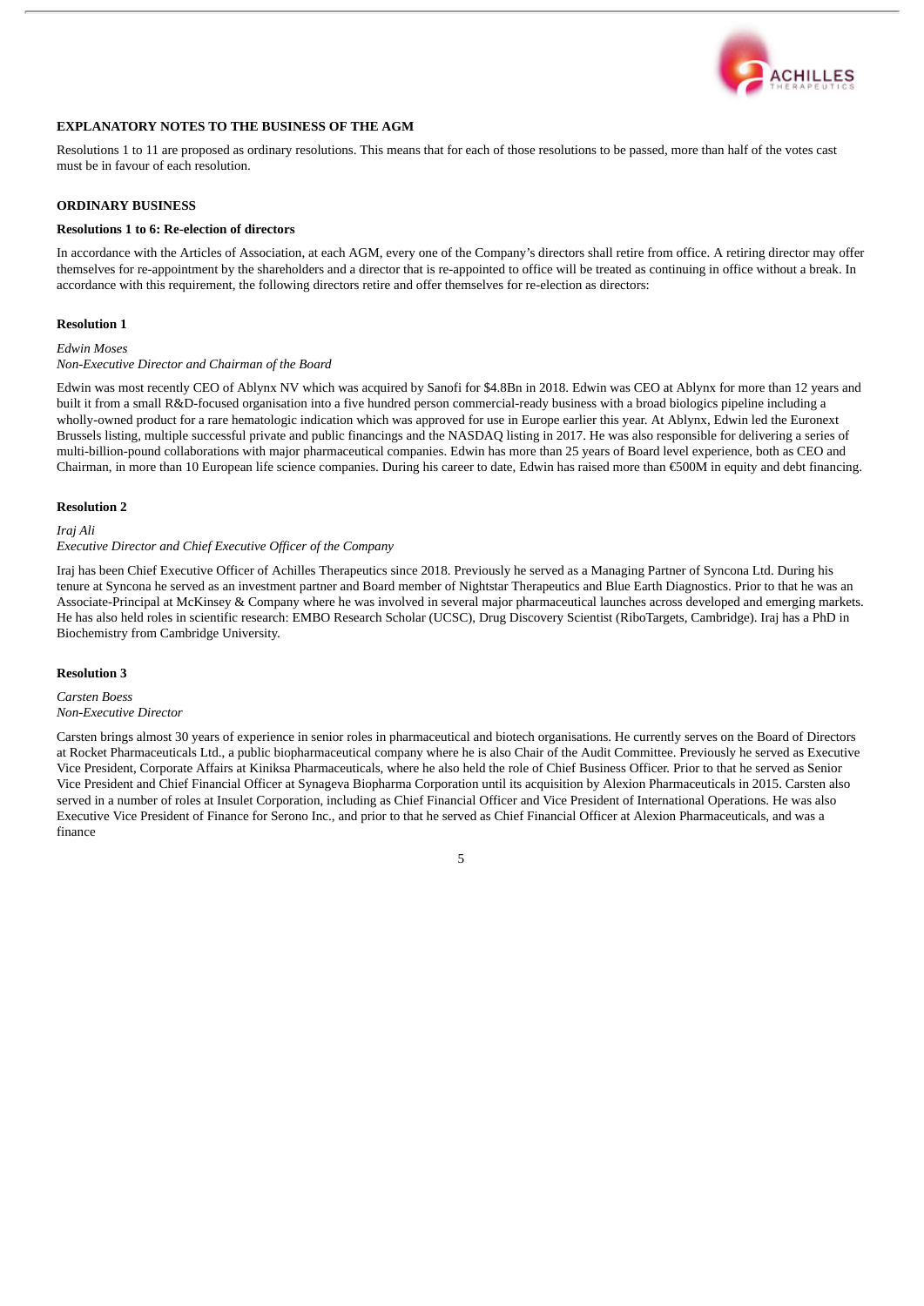## EXPLANATORY NOTES TO THE BUSINESS OF THE AGM

Resolutions 1 to 11 are proposed as ordinary resolutions. This means that for each of those resolutions to be passed, more than half of the votes cast must be in favour of each resolution.

### ORDINARY BUSINESS

#### Resolutions 1 to 6: Re-election of directors

In accordance with the Articles of Association, at each AGM, every one of the Company's directors shall retire from office. A retiring director may offer themselves for re-appointment by the shareholders and a director that is re-appointed to office will be treated as continuing in office without a break. In accordance with this requirement, the following directors retire and offer themselves for re-election as directors:

#### Resolution 1

*Edwin Moses*
*Non-Executive Director and Chairman of the Board*

Edwin was most recently CEO of Ablynx NV which was acquired by Sanofi for $4.8Bn in 2018. Edwin was CEO at Ablynx for more than 12 years and built it from a small R&D-focused organisation into a five hundred person commercial-ready business with a broad biologics pipeline including a wholly-owned product for a rare hematologic indication which was approved for use in Europe earlier this year. At Ablynx, Edwin led the Euronext Brussels listing, multiple successful private and public financings and the NASDAQ listing in 2017. He was also responsible for delivering a series of multi-billion-pound collaborations with major pharmaceutical companies. Edwin has more than 25 years of Board level experience, both as CEO and Chairman, in more than 10 European life science companies. During his career to date, Edwin has raised more than €500M in equity and debt financing.

#### Resolution 2

*Iraj Ali*
*Executive Director and Chief Executive Officer of the Company*

Iraj has been Chief Executive Officer of Achilles Therapeutics since 2018. Previously he served as a Managing Partner of Syncona Ltd. During his tenure at Syncona he served as an investment partner and Board member of Nightstar Therapeutics and Blue Earth Diagnostics. Prior to that he was an Associate-Principal at McKinsey & Company where he was involved in several major pharmaceutical launches across developed and emerging markets. He has also held roles in scientific research: EMBO Research Scholar (UCSC), Drug Discovery Scientist (RiboTargets, Cambridge). Iraj has a PhD in Biochemistry from Cambridge University.

#### Resolution 3

*Carsten Boess*
*Non-Executive Director*

Carsten brings almost 30 years of experience in senior roles in pharmaceutical and biotech organisations. He currently serves on the Board of Directors at Rocket Pharmaceuticals Ltd., a public biopharmaceutical company where he is also Chair of the Audit Committee. Previously he served as Executive Vice President, Corporate Affairs at Kiniksa Pharmaceuticals, where he also held the role of Chief Business Officer. Prior to that he served as Senior Vice President and Chief Financial Officer at Synageva Biopharma Corporation until its acquisition by Alexion Pharmaceuticals in 2015. Carsten also served in a number of roles at Insulet Corporation, including as Chief Financial Officer and Vice President of International Operations. He was also Executive Vice President of Finance for Serono Inc., and prior to that he served as Chief Financial Officer at Alexion Pharmaceuticals, and was a finance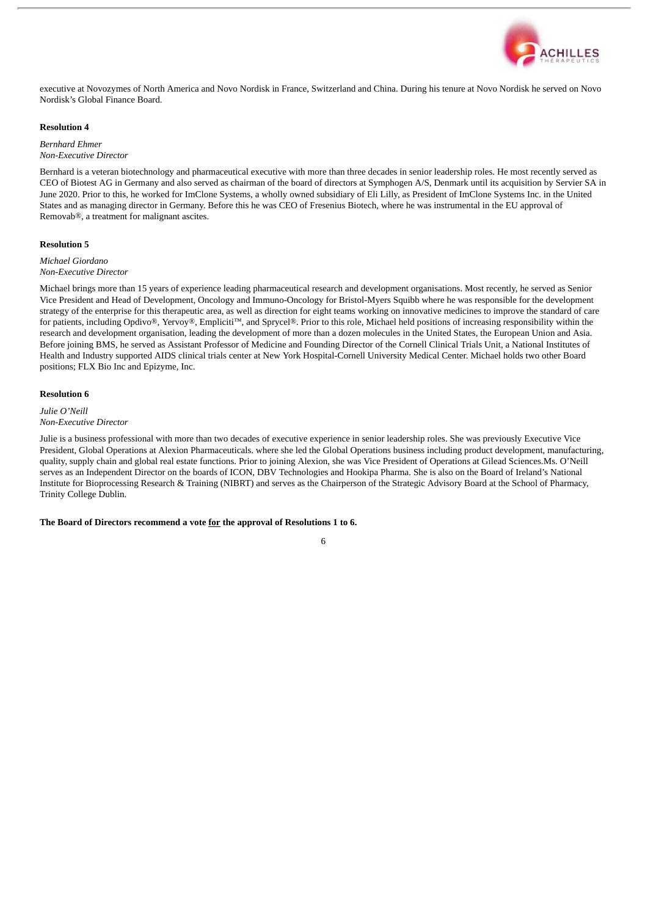executive at Novozymes of North America and Novo Nordisk in France, Switzerland and China. During his tenure at Novo Nordisk he served on Novo Nordisk's Global Finance Board.

**Resolution 4**

*Bernhard Ehmer*
*Non-Executive Director*

Bernhard is a veteran biotechnology and pharmaceutical executive with more than three decades in senior leadership roles. He most recently served as CEO of Biotest AG in Germany and also served as chairman of the board of directors at Symphogen A/S, Denmark until its acquisition by Servier SA in June 2020. Prior to this, he worked for ImClone Systems, a wholly owned subsidiary of Eli Lilly, as President of ImClone Systems Inc. in the United States and as managing director in Germany. Before this he was CEO of Fresenius Biotech, where he was instrumental in the EU approval of Removab®, a treatment for malignant ascites.

**Resolution 5**

*Michael Giordano*
*Non-Executive Director*

Michael brings more than 15 years of experience leading pharmaceutical research and development organisations. Most recently, he served as Senior Vice President and Head of Development, Oncology and Immuno-Oncology for Bristol-Myers Squibb where he was responsible for the development strategy of the enterprise for this therapeutic area, as well as direction for eight teams working on innovative medicines to improve the standard of care for patients, including Opdivo®, Yervoy®, Empliciti™, and Sprycel®. Prior to this role, Michael held positions of increasing responsibility within the research and development organisation, leading the development of more than a dozen molecules in the United States, the European Union and Asia. Before joining BMS, he served as Assistant Professor of Medicine and Founding Director of the Cornell Clinical Trials Unit, a National Institutes of Health and Industry supported AIDS clinical trials center at New York Hospital-Cornell University Medical Center. Michael holds two other Board positions; FLX Bio Inc and Epizyme, Inc.

**Resolution 6**

*Julie O'Neill*
*Non-Executive Director*

Julie is a business professional with more than two decades of executive experience in senior leadership roles. She was previously Executive Vice President, Global Operations at Alexion Pharmaceuticals. where she led the Global Operations business including product development, manufacturing, quality, supply chain and global real estate functions. Prior to joining Alexion, she was Vice President of Operations at Gilead Sciences.Ms. O'Neill serves as an Independent Director on the boards of ICON, DBV Technologies and Hookipa Pharma. She is also on the Board of Ireland's National Institute for Bioprocessing Research & Training (NIBRT) and serves as the Chairperson of the Strategic Advisory Board at the School of Pharmacy, Trinity College Dublin.

**The Board of Directors recommend a vote <u>for</u> the approval of Resolutions 1 to 6.**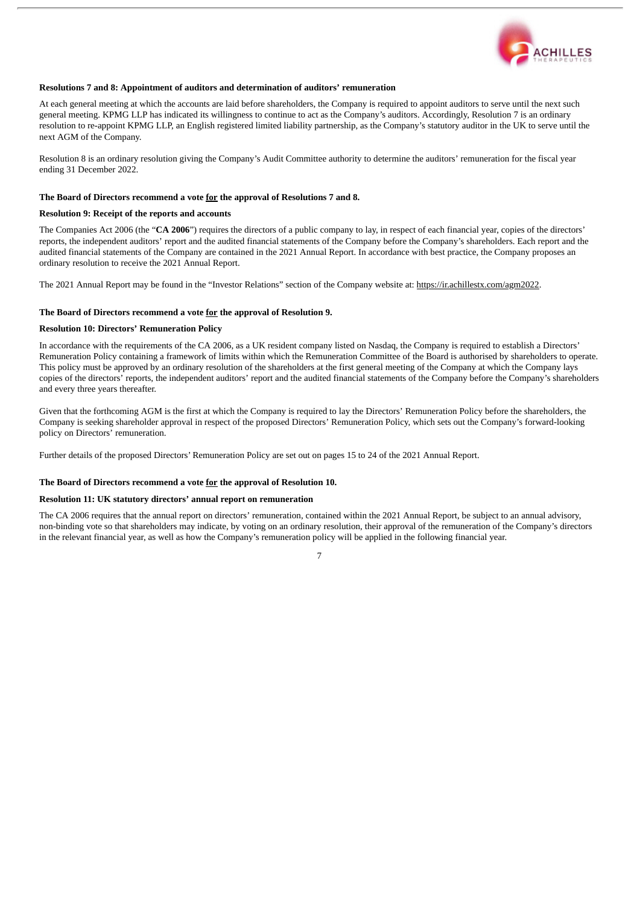**Resolutions 7 and 8: Appointment of auditors and determination of auditors' remuneration**

At each general meeting at which the accounts are laid before shareholders, the Company is required to appoint auditors to serve until the next such general meeting. KPMG LLP has indicated its willingness to continue to act as the Company's auditors. Accordingly, Resolution 7 is an ordinary resolution to re-appoint KPMG LLP, an English registered limited liability partnership, as the Company's statutory auditor in the UK to serve until the next AGM of the Company.

Resolution 8 is an ordinary resolution giving the Company's Audit Committee authority to determine the auditors' remuneration for the fiscal year ending 31 December 2022.

**The Board of Directors recommend a vote <u>for</u> the approval of Resolutions 7 and 8.**

**Resolution 9: Receipt of the reports and accounts**

The Companies Act 2006 (the "**CA 2006**") requires the directors of a public company to lay, in respect of each financial year, copies of the directors' reports, the independent auditors' report and the audited financial statements of the Company before the Company's shareholders. Each report and the audited financial statements of the Company are contained in the 2021 Annual Report. In accordance with best practice, the Company proposes an ordinary resolution to receive the 2021 Annual Report.

The 2021 Annual Report may be found in the "Investor Relations" section of the Company website at: https://ir.achillestx.com/agm2022.

**The Board of Directors recommend a vote <u>for</u> the approval of Resolution 9.**

**Resolution 10: Directors' Remuneration Policy**

In accordance with the requirements of the CA 2006, as a UK resident company listed on Nasdaq, the Company is required to establish a Directors' Remuneration Policy containing a framework of limits within which the Remuneration Committee of the Board is authorised by shareholders to operate. This policy must be approved by an ordinary resolution of the shareholders at the first general meeting of the Company at which the Company lays copies of the directors' reports, the independent auditors' report and the audited financial statements of the Company before the Company's shareholders and every three years thereafter.

Given that the forthcoming AGM is the first at which the Company is required to lay the Directors' Remuneration Policy before the shareholders, the Company is seeking shareholder approval in respect of the proposed Directors' Remuneration Policy, which sets out the Company's forward-looking policy on Directors' remuneration.

Further details of the proposed Directors' Remuneration Policy are set out on pages 15 to 24 of the 2021 Annual Report.

**The Board of Directors recommend a vote <u>for</u> the approval of Resolution 10.**

**Resolution 11: UK statutory directors' annual report on remuneration**

The CA 2006 requires that the annual report on directors' remuneration, contained within the 2021 Annual Report, be subject to an annual advisory, non-binding vote so that shareholders may indicate, by voting on an ordinary resolution, their approval of the remuneration of the Company's directors in the relevant financial year, as well as how the Company's remuneration policy will be applied in the following financial year.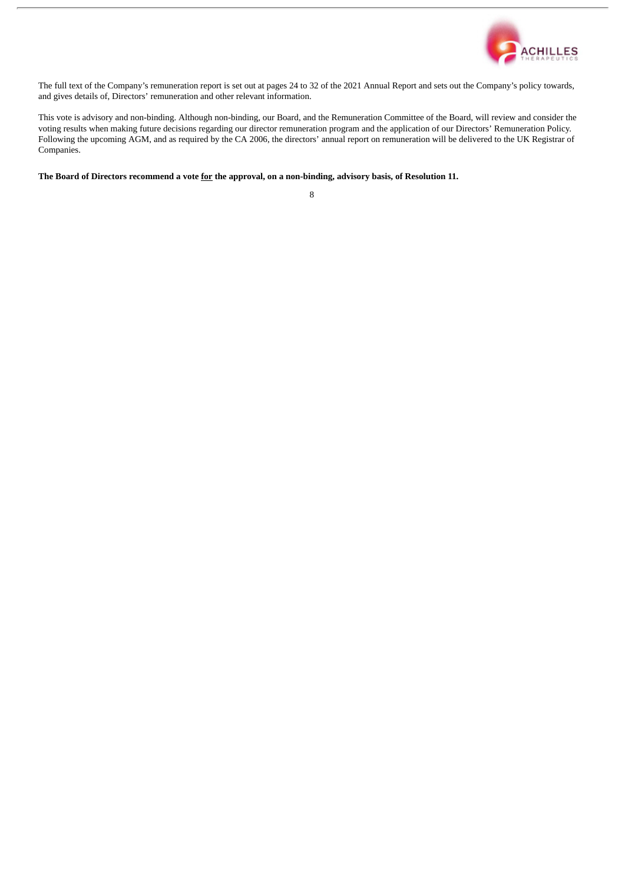The full text of the Company's remuneration report is set out at pages 24 to 32 of the 2021 Annual Report and sets out the Company's policy towards, and gives details of, Directors' remuneration and other relevant information.

This vote is advisory and non-binding. Although non-binding, our Board, and the Remuneration Committee of the Board, will review and consider the voting results when making future decisions regarding our director remuneration program and the application of our Directors' Remuneration Policy. Following the upcoming AGM, and as required by the CA 2006, the directors' annual report on remuneration will be delivered to the UK Registrar of Companies.

**The Board of Directors recommend a vote <u>for</u> the approval, on a non-binding, advisory basis, of Resolution 11.**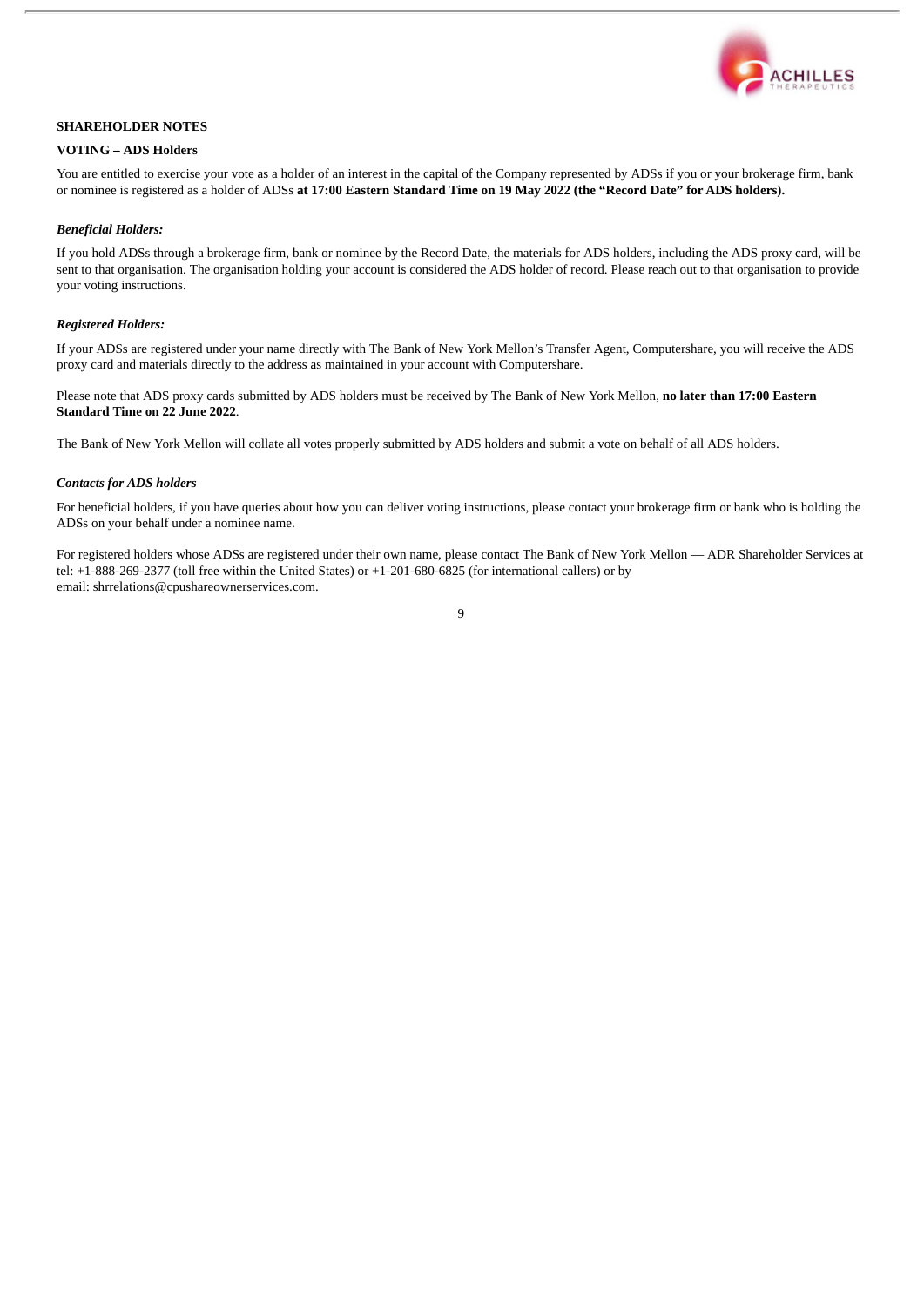**SHAREHOLDER NOTES**

**VOTING – ADS Holders**

You are entitled to exercise your vote as a holder of an interest in the capital of the Company represented by ADSs if you or your brokerage firm, bank or nominee is registered as a holder of ADSs **at 17:00 Eastern Standard Time on 19 May 2022 (the "Record Date" for ADS holders).**

***Beneficial Holders:***

If you hold ADSs through a brokerage firm, bank or nominee by the Record Date, the materials for ADS holders, including the ADS proxy card, will be sent to that organisation. The organisation holding your account is considered the ADS holder of record. Please reach out to that organisation to provide your voting instructions.

***Registered Holders:***

If your ADSs are registered under your name directly with The Bank of New York Mellon's Transfer Agent, Computershare, you will receive the ADS proxy card and materials directly to the address as maintained in your account with Computershare.

Please note that ADS proxy cards submitted by ADS holders must be received by The Bank of New York Mellon, **no later than 17:00 Eastern Standard Time on 22 June 2022**.

The Bank of New York Mellon will collate all votes properly submitted by ADS holders and submit a vote on behalf of all ADS holders.

***Contacts for ADS holders***

For beneficial holders, if you have queries about how you can deliver voting instructions, please contact your brokerage firm or bank who is holding the ADSs on your behalf under a nominee name.

For registered holders whose ADSs are registered under their own name, please contact The Bank of New York Mellon — ADR Shareholder Services at tel: +1-888-269-2377 (toll free within the United States) or +1-201-680-6825 (for international callers) or by email: shrrelations@cpushareownerservices.com.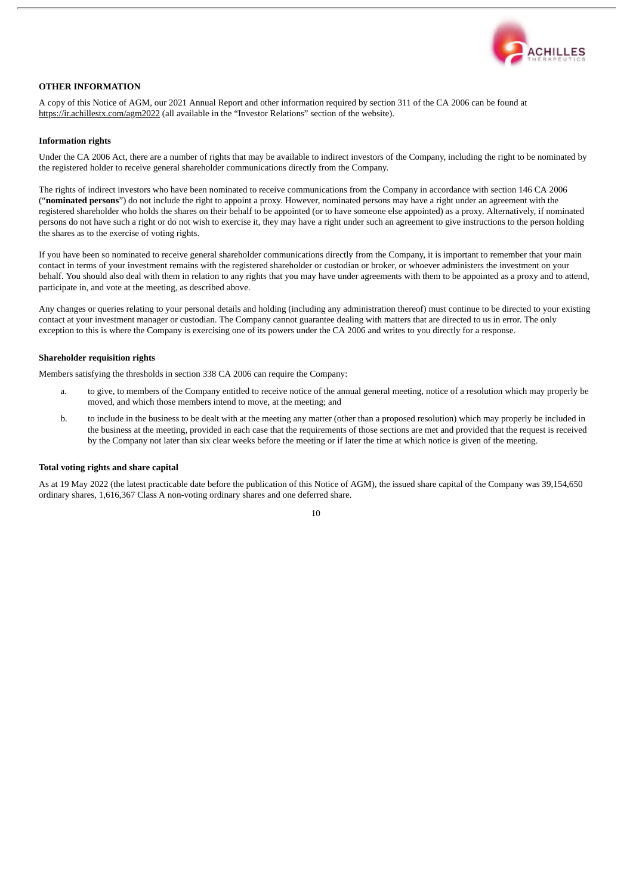## OTHER INFORMATION

A copy of this Notice of AGM, our 2021 Annual Report and other information required by section 311 of the CA 2006 can be found at https://ir.achillestx.com/agm2022 (all available in the "Investor Relations" section of the website).

### Information rights

Under the CA 2006 Act, there are a number of rights that may be available to indirect investors of the Company, including the right to be nominated by the registered holder to receive general shareholder communications directly from the Company.

The rights of indirect investors who have been nominated to receive communications from the Company in accordance with section 146 CA 2006 ("**nominated persons**") do not include the right to appoint a proxy. However, nominated persons may have a right under an agreement with the registered shareholder who holds the shares on their behalf to be appointed (or to have someone else appointed) as a proxy. Alternatively, if nominated persons do not have such a right or do not wish to exercise it, they may have a right under such an agreement to give instructions to the person holding the shares as to the exercise of voting rights.

If you have been so nominated to receive general shareholder communications directly from the Company, it is important to remember that your main contact in terms of your investment remains with the registered shareholder or custodian or broker, or whoever administers the investment on your behalf. You should also deal with them in relation to any rights that you may have under agreements with them to be appointed as a proxy and to attend, participate in, and vote at the meeting, as described above.

Any changes or queries relating to your personal details and holding (including any administration thereof) must continue to be directed to your existing contact at your investment manager or custodian. The Company cannot guarantee dealing with matters that are directed to us in error. The only exception to this is where the Company is exercising one of its powers under the CA 2006 and writes to you directly for a response.

### Shareholder requisition rights

Members satisfying the thresholds in section 338 CA 2006 can require the Company:

a. to give, to members of the Company entitled to receive notice of the annual general meeting, notice of a resolution which may properly be moved, and which those members intend to move, at the meeting; and

b. to include in the business to be dealt with at the meeting any matter (other than a proposed resolution) which may properly be included in the business at the meeting, provided in each case that the requirements of those sections are met and provided that the request is received by the Company not later than six clear weeks before the meeting or if later the time at which notice is given of the meeting.

### Total voting rights and share capital

As at 19 May 2022 (the latest practicable date before the publication of this Notice of AGM), the issued share capital of the Company was 39,154,650 ordinary shares, 1,616,367 Class A non-voting ordinary shares and one deferred share.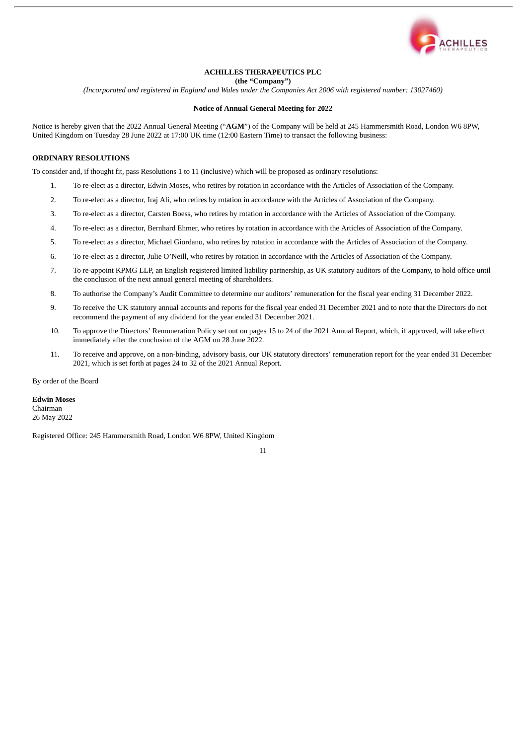**ACHILLES THERAPEUTICS PLC**
**(the "Company")**
*(Incorporated and registered in England and Wales under the Companies Act 2006 with registered number: 13027460)*

**Notice of Annual General Meeting for 2022**

Notice is hereby given that the 2022 Annual General Meeting ("**AGM**") of the Company will be held at 245 Hammersmith Road, London W6 8PW, United Kingdom on Tuesday 28 June 2022 at 17:00 UK time (12:00 Eastern Time) to transact the following business:

**ORDINARY RESOLUTIONS**

To consider and, if thought fit, pass Resolutions 1 to 11 (inclusive) which will be proposed as ordinary resolutions:

1. To re-elect as a director, Edwin Moses, who retires by rotation in accordance with the Articles of Association of the Company.
2. To re-elect as a director, Iraj Ali, who retires by rotation in accordance with the Articles of Association of the Company.
3. To re-elect as a director, Carsten Boess, who retires by rotation in accordance with the Articles of Association of the Company.
4. To re-elect as a director, Bernhard Ehmer, who retires by rotation in accordance with the Articles of Association of the Company.
5. To re-elect as a director, Michael Giordano, who retires by rotation in accordance with the Articles of Association of the Company.
6. To re-elect as a director, Julie O'Neill, who retires by rotation in accordance with the Articles of Association of the Company.
7. To re-appoint KPMG LLP, an English registered limited liability partnership, as UK statutory auditors of the Company, to hold office until the conclusion of the next annual general meeting of shareholders.
8. To authorise the Company's Audit Committee to determine our auditors' remuneration for the fiscal year ending 31 December 2022.
9. To receive the UK statutory annual accounts and reports for the fiscal year ended 31 December 2021 and to note that the Directors do not recommend the payment of any dividend for the year ended 31 December 2021.
10. To approve the Directors' Remuneration Policy set out on pages 15 to 24 of the 2021 Annual Report, which, if approved, will take effect immediately after the conclusion of the AGM on 28 June 2022.
11. To receive and approve, on a non-binding, advisory basis, our UK statutory directors' remuneration report for the year ended 31 December 2021, which is set forth at pages 24 to 32 of the 2021 Annual Report.

By order of the Board

**Edwin Moses**
Chairman
26 May 2022

Registered Office: 245 Hammersmith Road, London W6 8PW, United Kingdom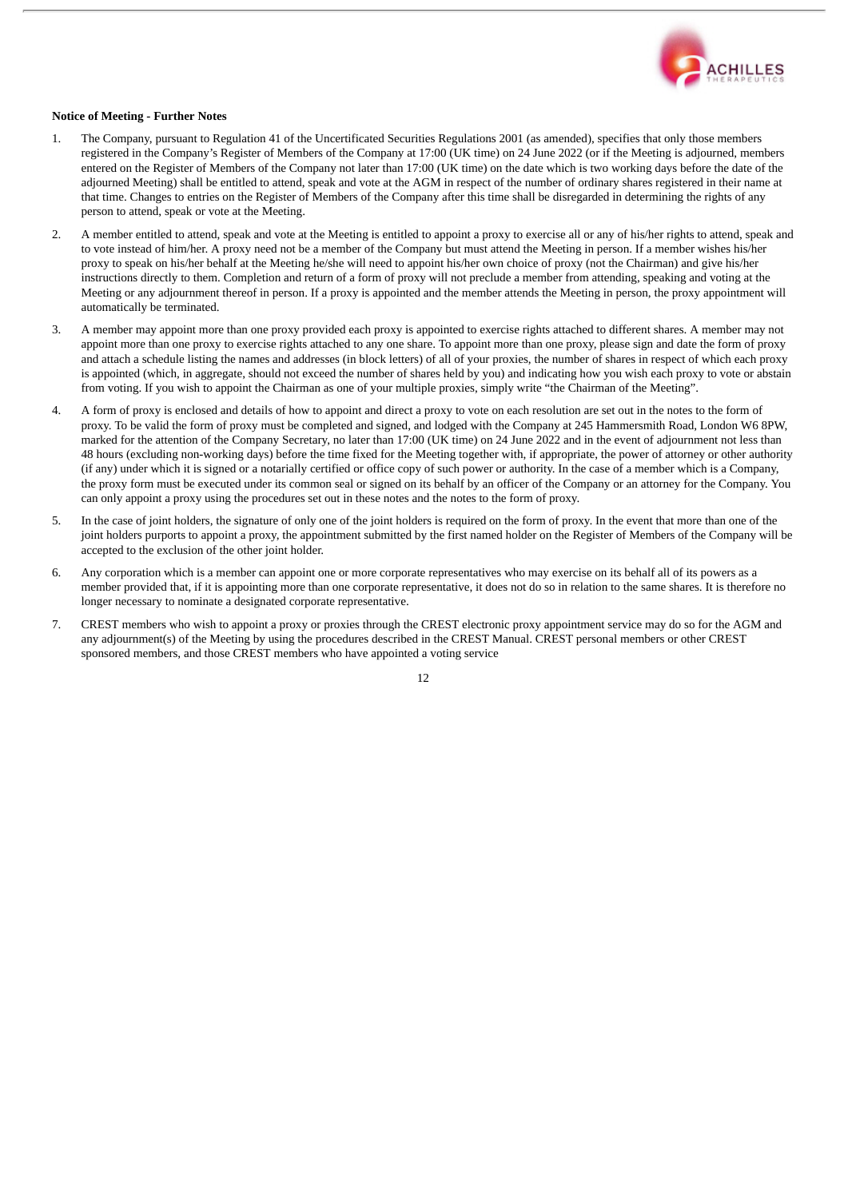**Notice of Meeting - Further Notes**

1. The Company, pursuant to Regulation 41 of the Uncertificated Securities Regulations 2001 (as amended), specifies that only those members registered in the Company's Register of Members of the Company at 17:00 (UK time) on 24 June 2022 (or if the Meeting is adjourned, members entered on the Register of Members of the Company not later than 17:00 (UK time) on the date which is two working days before the date of the adjourned Meeting) shall be entitled to attend, speak and vote at the AGM in respect of the number of ordinary shares registered in their name at that time. Changes to entries on the Register of Members of the Company after this time shall be disregarded in determining the rights of any person to attend, speak or vote at the Meeting.

2. A member entitled to attend, speak and vote at the Meeting is entitled to appoint a proxy to exercise all or any of his/her rights to attend, speak and to vote instead of him/her. A proxy need not be a member of the Company but must attend the Meeting in person. If a member wishes his/her proxy to speak on his/her behalf at the Meeting he/she will need to appoint his/her own choice of proxy (not the Chairman) and give his/her instructions directly to them. Completion and return of a form of proxy will not preclude a member from attending, speaking and voting at the Meeting or any adjournment thereof in person. If a proxy is appointed and the member attends the Meeting in person, the proxy appointment will automatically be terminated.

3. A member may appoint more than one proxy provided each proxy is appointed to exercise rights attached to different shares. A member may not appoint more than one proxy to exercise rights attached to any one share. To appoint more than one proxy, please sign and date the form of proxy and attach a schedule listing the names and addresses (in block letters) of all of your proxies, the number of shares in respect of which each proxy is appointed (which, in aggregate, should not exceed the number of shares held by you) and indicating how you wish each proxy to vote or abstain from voting. If you wish to appoint the Chairman as one of your multiple proxies, simply write "the Chairman of the Meeting".

4. A form of proxy is enclosed and details of how to appoint and direct a proxy to vote on each resolution are set out in the notes to the form of proxy. To be valid the form of proxy must be completed and signed, and lodged with the Company at 245 Hammersmith Road, London W6 8PW, marked for the attention of the Company Secretary, no later than 17:00 (UK time) on 24 June 2022 and in the event of adjournment not less than 48 hours (excluding non-working days) before the time fixed for the Meeting together with, if appropriate, the power of attorney or other authority (if any) under which it is signed or a notarially certified or office copy of such power or authority. In the case of a member which is a Company, the proxy form must be executed under its common seal or signed on its behalf by an officer of the Company or an attorney for the Company. You can only appoint a proxy using the procedures set out in these notes and the notes to the form of proxy.

5. In the case of joint holders, the signature of only one of the joint holders is required on the form of proxy. In the event that more than one of the joint holders purports to appoint a proxy, the appointment submitted by the first named holder on the Register of Members of the Company will be accepted to the exclusion of the other joint holder.

6. Any corporation which is a member can appoint one or more corporate representatives who may exercise on its behalf all of its powers as a member provided that, if it is appointing more than one corporate representative, it does not do so in relation to the same shares. It is therefore no longer necessary to nominate a designated corporate representative.

7. CREST members who wish to appoint a proxy or proxies through the CREST electronic proxy appointment service may do so for the AGM and any adjournment(s) of the Meeting by using the procedures described in the CREST Manual. CREST personal members or other CREST sponsored members, and those CREST members who have appointed a voting service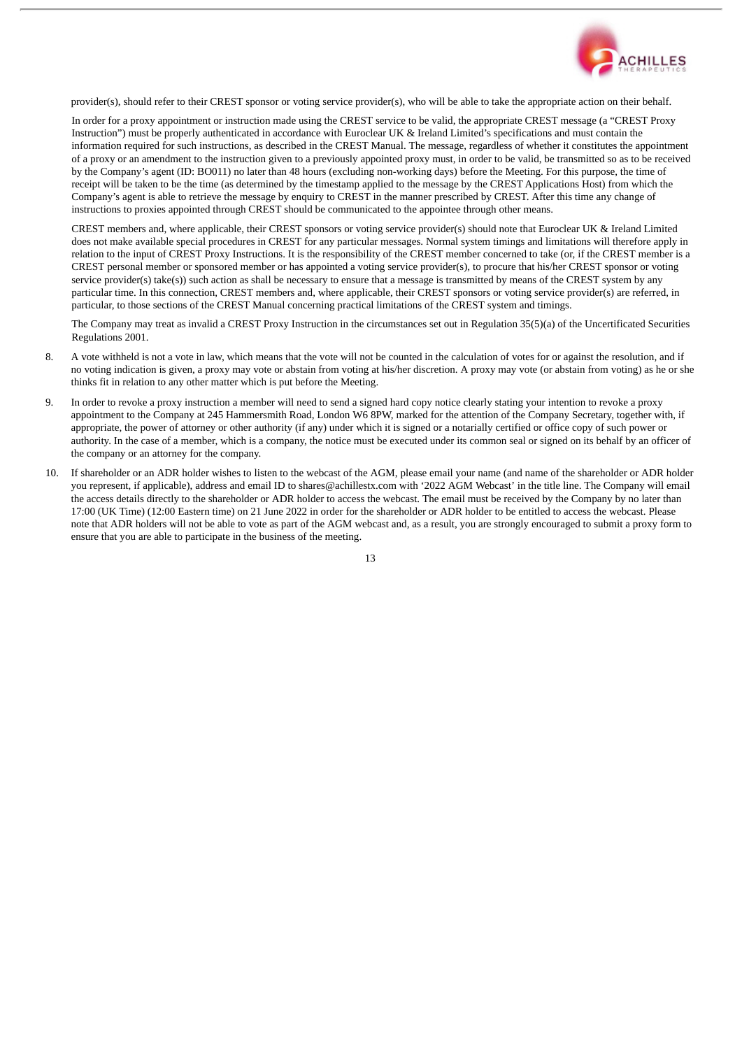provider(s), should refer to their CREST sponsor or voting service provider(s), who will be able to take the appropriate action on their behalf.

In order for a proxy appointment or instruction made using the CREST service to be valid, the appropriate CREST message (a "CREST Proxy Instruction") must be properly authenticated in accordance with Euroclear UK & Ireland Limited's specifications and must contain the information required for such instructions, as described in the CREST Manual. The message, regardless of whether it constitutes the appointment of a proxy or an amendment to the instruction given to a previously appointed proxy must, in order to be valid, be transmitted so as to be received by the Company's agent (ID: BO011) no later than 48 hours (excluding non-working days) before the Meeting. For this purpose, the time of receipt will be taken to be the time (as determined by the timestamp applied to the message by the CREST Applications Host) from which the Company's agent is able to retrieve the message by enquiry to CREST in the manner prescribed by CREST. After this time any change of instructions to proxies appointed through CREST should be communicated to the appointee through other means.

CREST members and, where applicable, their CREST sponsors or voting service provider(s) should note that Euroclear UK & Ireland Limited does not make available special procedures in CREST for any particular messages. Normal system timings and limitations will therefore apply in relation to the input of CREST Proxy Instructions. It is the responsibility of the CREST member concerned to take (or, if the CREST member is a CREST personal member or sponsored member or has appointed a voting service provider(s), to procure that his/her CREST sponsor or voting service provider(s) take(s)) such action as shall be necessary to ensure that a message is transmitted by means of the CREST system by any particular time. In this connection, CREST members and, where applicable, their CREST sponsors or voting service provider(s) are referred, in particular, to those sections of the CREST Manual concerning practical limitations of the CREST system and timings.

The Company may treat as invalid a CREST Proxy Instruction in the circumstances set out in Regulation 35(5)(a) of the Uncertificated Securities Regulations 2001.

8. A vote withheld is not a vote in law, which means that the vote will not be counted in the calculation of votes for or against the resolution, and if no voting indication is given, a proxy may vote or abstain from voting at his/her discretion. A proxy may vote (or abstain from voting) as he or she thinks fit in relation to any other matter which is put before the Meeting.

9. In order to revoke a proxy instruction a member will need to send a signed hard copy notice clearly stating your intention to revoke a proxy appointment to the Company at 245 Hammersmith Road, London W6 8PW, marked for the attention of the Company Secretary, together with, if appropriate, the power of attorney or other authority (if any) under which it is signed or a notarially certified or office copy of such power or authority. In the case of a member, which is a company, the notice must be executed under its common seal or signed on its behalf by an officer of the company or an attorney for the company.

10. If shareholder or an ADR holder wishes to listen to the webcast of the AGM, please email your name (and name of the shareholder or ADR holder you represent, if applicable), address and email ID to shares@achillestx.com with '2022 AGM Webcast' in the title line. The Company will email the access details directly to the shareholder or ADR holder to access the webcast. The email must be received by the Company by no later than 17:00 (UK Time) (12:00 Eastern time) on 21 June 2022 in order for the shareholder or ADR holder to be entitled to access the webcast. Please note that ADR holders will not be able to vote as part of the AGM webcast and, as a result, you are strongly encouraged to submit a proxy form to ensure that you are able to participate in the business of the meeting.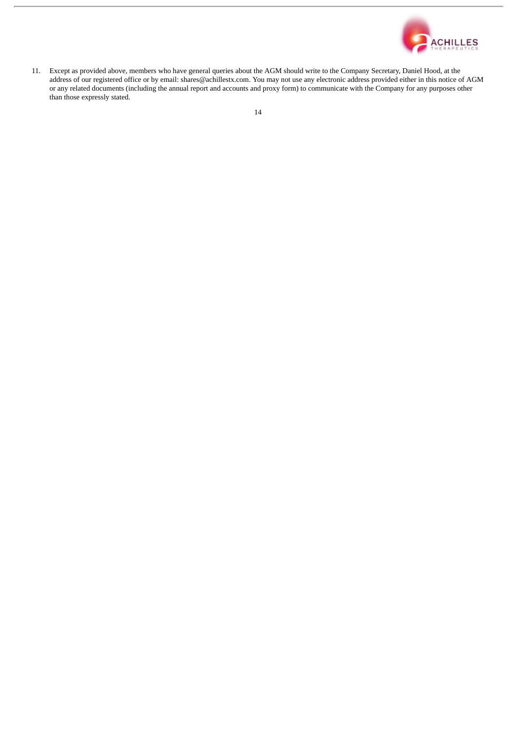11. Except as provided above, members who have general queries about the AGM should write to the Company Secretary, Daniel Hood, at the address of our registered office or by email: shares@achillestx.com. You may not use any electronic address provided either in this notice of AGM or any related documents (including the annual report and accounts and proxy form) to communicate with the Company for any purposes other than those expressly stated.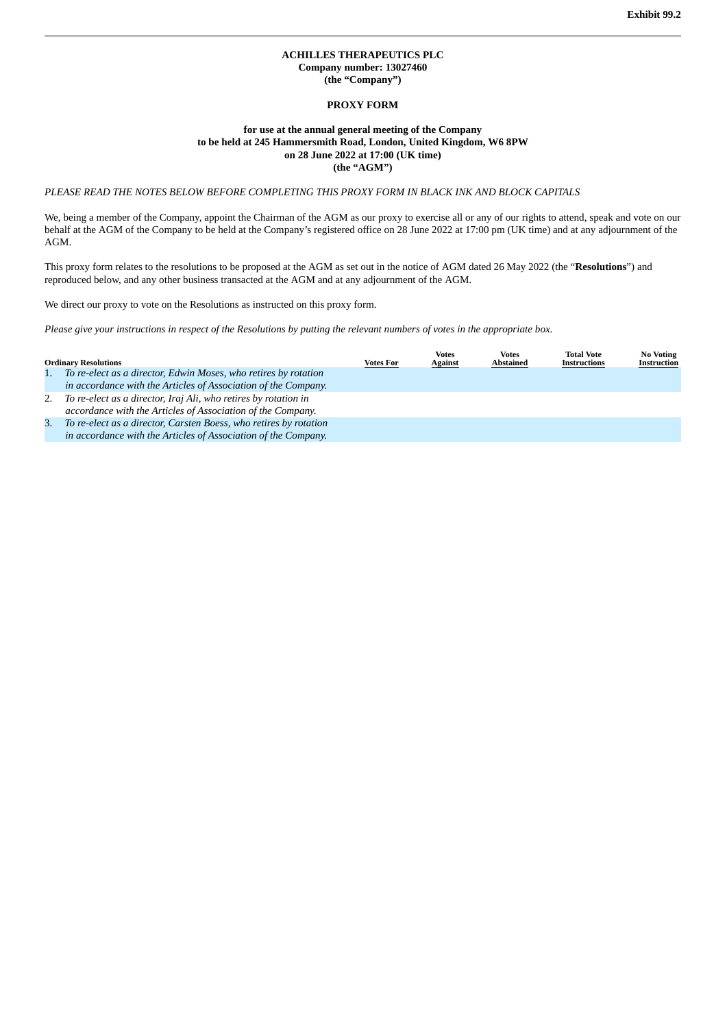Exhibit 99.2

**ACHILLES THERAPEUTICS PLC**
**Company number: 13027460**
**(the "Company")**

## PROXY FORM

**for use at the annual general meeting of the Company**
**to be held at 245 Hammersmith Road, London, United Kingdom, W6 8PW**
**on 28 June 2022 at 17:00 (UK time)**
**(the "AGM")**

*PLEASE READ THE NOTES BELOW BEFORE COMPLETING THIS PROXY FORM IN BLACK INK AND BLOCK CAPITALS*

We, being a member of the Company, appoint the Chairman of the AGM as our proxy to exercise all or any of our rights to attend, speak and vote on our behalf at the AGM of the Company to be held at the Company's registered office on 28 June 2022 at 17:00 pm (UK time) and at any adjournment of the AGM.

This proxy form relates to the resolutions to be proposed at the AGM as set out in the notice of AGM dated 26 May 2022 (the "**Resolutions**") and reproduced below, and any other business transacted at the AGM and at any adjournment of the AGM.

We direct our proxy to vote on the Resolutions as instructed on this proxy form.

*Please give your instructions in respect of the Resolutions by putting the relevant numbers of votes in the appropriate box.*

| Ordinary Resolutions | Votes For | Votes Against | Votes Abstained | Total Vote Instructions | No Voting Instruction |
|---|---|---|---|---|---|
| 1. *To re-elect as a director, Edwin Moses, who retires by rotation in accordance with the Articles of Association of the Company.* | | | | | |
| 2. *To re-elect as a director, Iraj Ali, who retires by rotation in accordance with the Articles of Association of the Company.* | | | | | |
| 3. *To re-elect as a director, Carsten Boess, who retires by rotation in accordance with the Articles of Association of the Company.* | | | | | |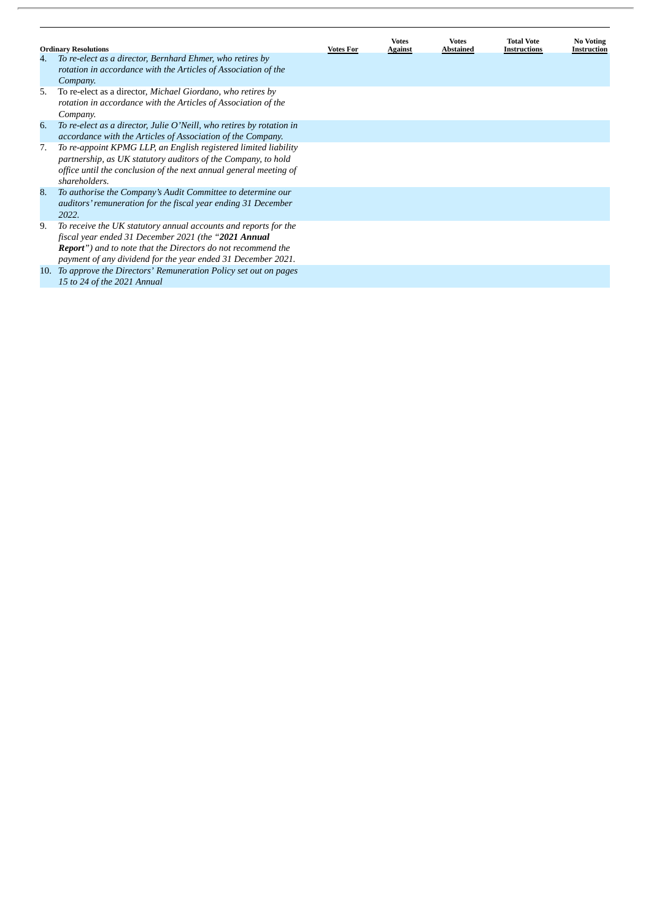| Ordinary Resolutions | Votes For | Votes Against | Votes Abstained | Total Vote Instructions | No Voting Instruction |
|---|---|---|---|---|---|
| 4. *To re-elect as a director, Bernhard Ehmer, who retires by rotation in accordance with the Articles of Association of the Company.* | | | | | |
| 5. To re-elect as a director, *Michael Giordano, who retires by rotation in accordance with the Articles of Association of the Company.* | | | | | |
| 6. *To re-elect as a director, Julie O'Neill, who retires by rotation in accordance with the Articles of Association of the Company.* | | | | | |
| 7. *To re-appoint KPMG LLP, an English registered limited liability partnership, as UK statutory auditors of the Company, to hold office until the conclusion of the next annual general meeting of shareholders.* | | | | | |
| 8. *To authorise the Company's Audit Committee to determine our auditors' remuneration for the fiscal year ending 31 December 2022.* | | | | | |
| 9. *To receive the UK statutory annual accounts and reports for the fiscal year ended 31 December 2021 (the "**2021 Annual Report**") and to note that the Directors do not recommend the payment of any dividend for the year ended 31 December 2021.* | | | | | |
| 10. *To approve the Directors' Remuneration Policy set out on pages 15 to 24 of the 2021 Annual* | | | | | |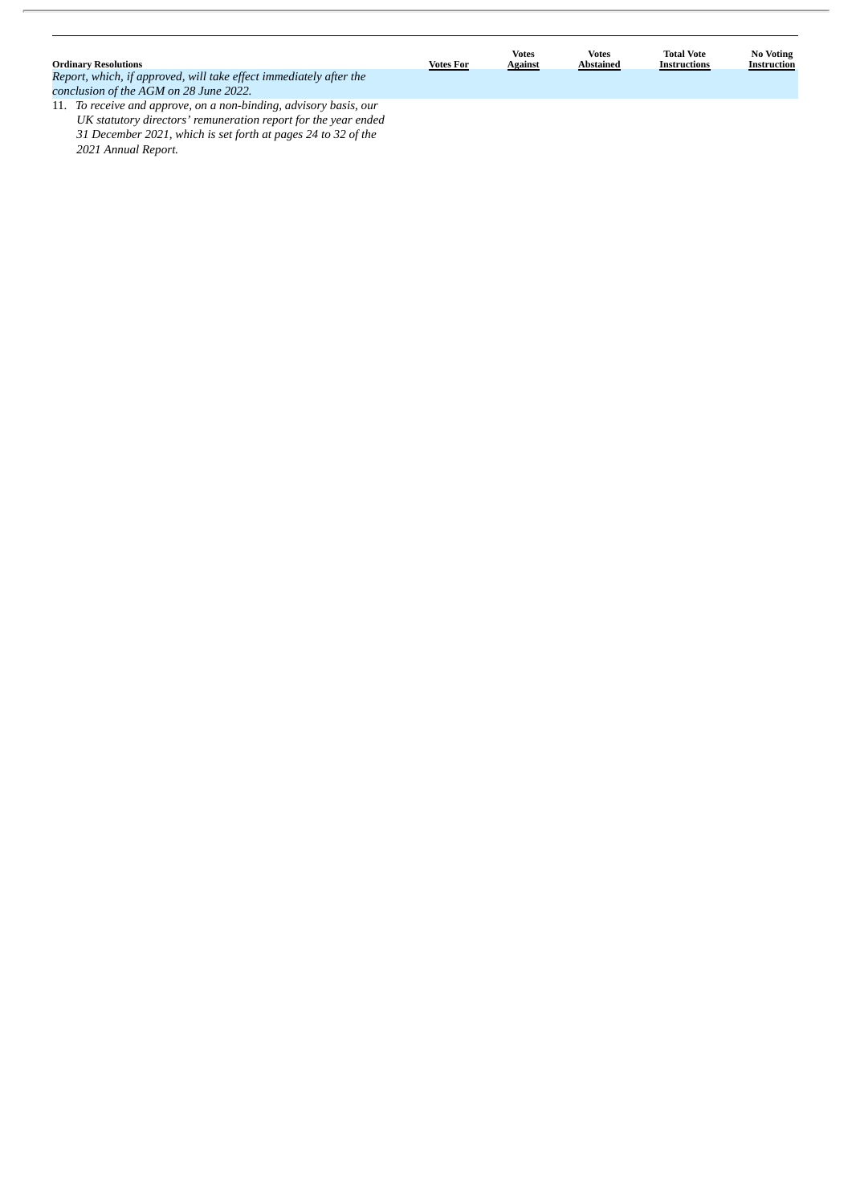| Ordinary Resolutions | Votes For | Votes Against | Votes Abstained | Total Vote Instructions | No Voting Instruction |
|---|---|---|---|---|---|
| *Report, which, if approved, will take effect immediately after the conclusion of the AGM on 28 June 2022.* | | | | | |
| 11. *To receive and approve, on a non-binding, advisory basis, our UK statutory directors' remuneration report for the year ended 31 December 2021, which is set forth at pages 24 to 32 of the 2021 Annual Report.* | | | | | |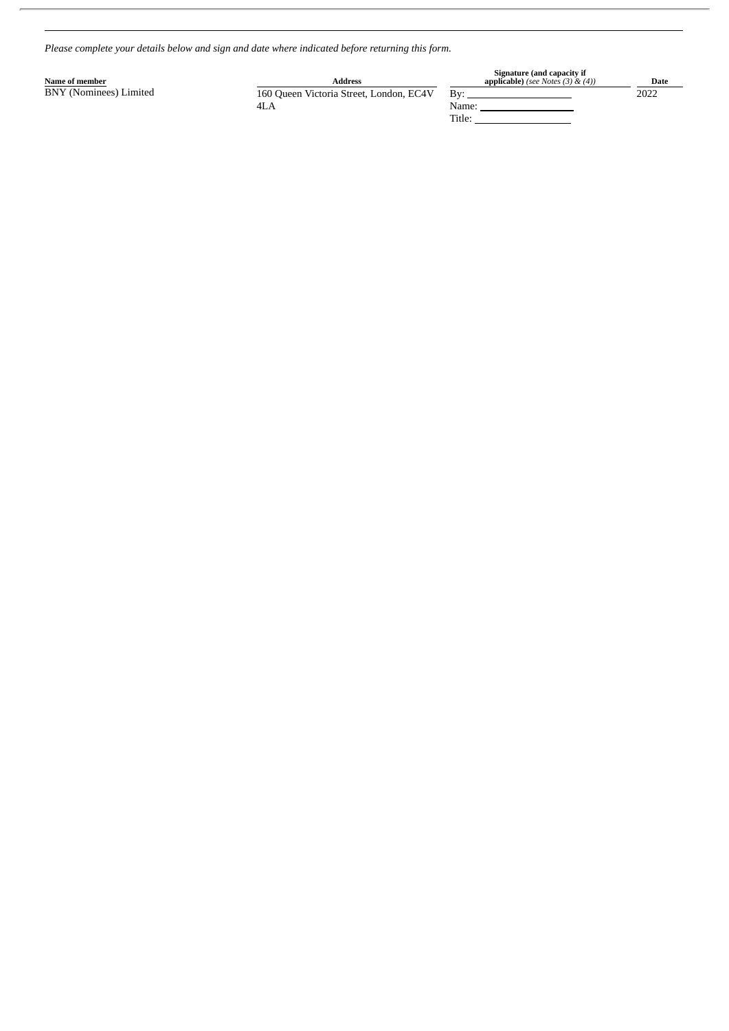*Please complete your details below and sign and date where indicated before returning this form.*

| Name of member | Address | Signature (and capacity if applicable) *(see Notes (3) & (4))* | Date |
| --- | --- | --- | --- |
| BNY (Nominees) Limited | 160 Queen Victoria Street, London, EC4V 4LA | By: \_\_\_\_\_\_\_\_\_\_\_\_\_\_\_\_<br>Name: \_\_\_\_\_\_\_\_\_\_\_\_\_\_\_\_<br>Title: \_\_\_\_\_\_\_\_\_\_\_\_\_\_\_\_ | 2022 |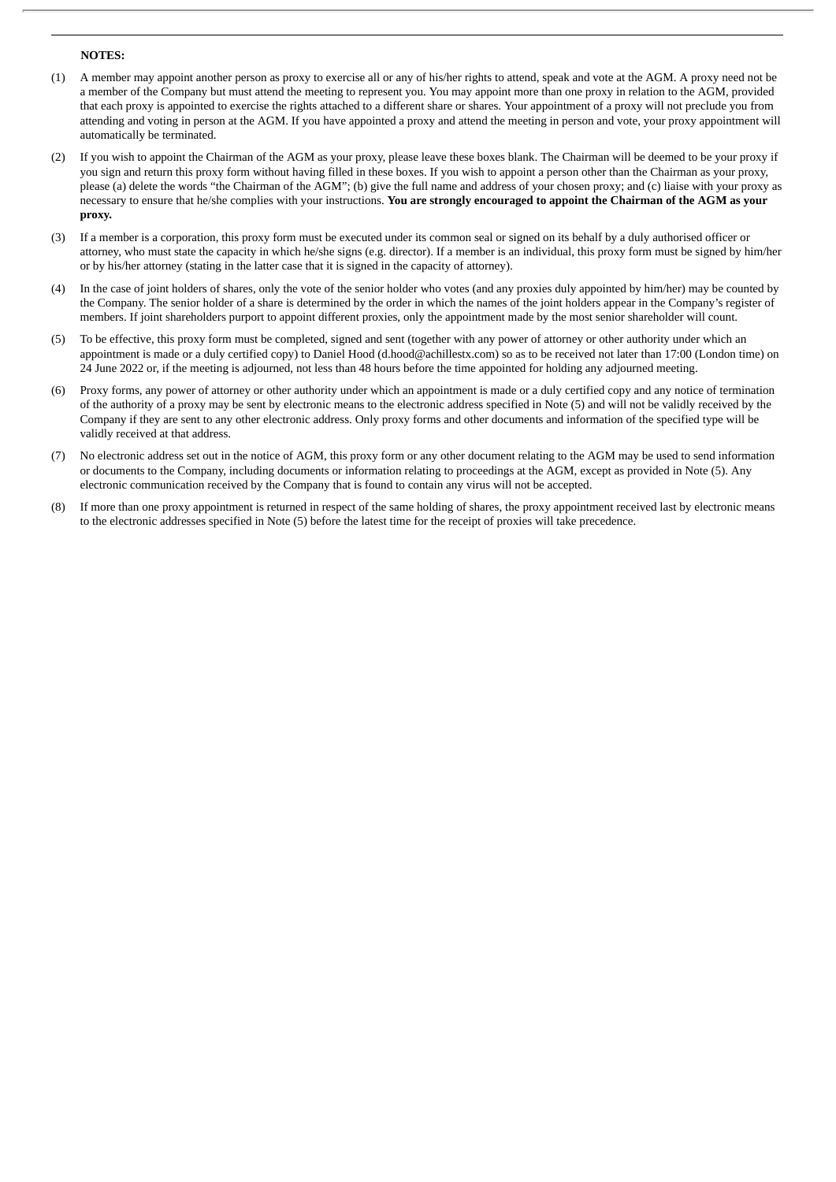**NOTES:**

(1) A member may appoint another person as proxy to exercise all or any of his/her rights to attend, speak and vote at the AGM. A proxy need not be a member of the Company but must attend the meeting to represent you. You may appoint more than one proxy in relation to the AGM, provided that each proxy is appointed to exercise the rights attached to a different share or shares. Your appointment of a proxy will not preclude you from attending and voting in person at the AGM. If you have appointed a proxy and attend the meeting in person and vote, your proxy appointment will automatically be terminated.

(2) If you wish to appoint the Chairman of the AGM as your proxy, please leave these boxes blank. The Chairman will be deemed to be your proxy if you sign and return this proxy form without having filled in these boxes. If you wish to appoint a person other than the Chairman as your proxy, please (a) delete the words "the Chairman of the AGM"; (b) give the full name and address of your chosen proxy; and (c) liaise with your proxy as necessary to ensure that he/she complies with your instructions. **You are strongly encouraged to appoint the Chairman of the AGM as your proxy.**

(3) If a member is a corporation, this proxy form must be executed under its common seal or signed on its behalf by a duly authorised officer or attorney, who must state the capacity in which he/she signs (e.g. director). If a member is an individual, this proxy form must be signed by him/her or by his/her attorney (stating in the latter case that it is signed in the capacity of attorney).

(4) In the case of joint holders of shares, only the vote of the senior holder who votes (and any proxies duly appointed by him/her) may be counted by the Company. The senior holder of a share is determined by the order in which the names of the joint holders appear in the Company's register of members. If joint shareholders purport to appoint different proxies, only the appointment made by the most senior shareholder will count.

(5) To be effective, this proxy form must be completed, signed and sent (together with any power of attorney or other authority under which an appointment is made or a duly certified copy) to Daniel Hood (d.hood@achillestx.com) so as to be received not later than 17:00 (London time) on 24 June 2022 or, if the meeting is adjourned, not less than 48 hours before the time appointed for holding any adjourned meeting.

(6) Proxy forms, any power of attorney or other authority under which an appointment is made or a duly certified copy and any notice of termination of the authority of a proxy may be sent by electronic means to the electronic address specified in Note (5) and will not be validly received by the Company if they are sent to any other electronic address. Only proxy forms and other documents and information of the specified type will be validly received at that address.

(7) No electronic address set out in the notice of AGM, this proxy form or any other document relating to the AGM may be used to send information or documents to the Company, including documents or information relating to proceedings at the AGM, except as provided in Note (5). Any electronic communication received by the Company that is found to contain any virus will not be accepted.

(8) If more than one proxy appointment is returned in respect of the same holding of shares, the proxy appointment received last by electronic means to the electronic addresses specified in Note (5) before the latest time for the receipt of proxies will take precedence.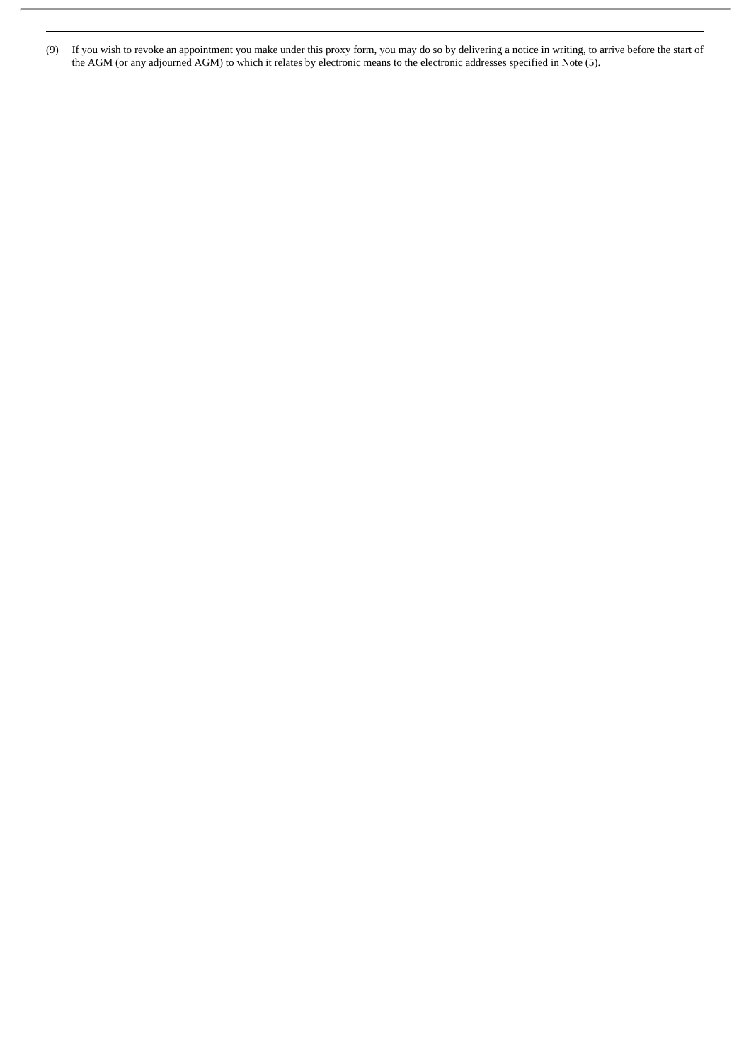(9) If you wish to revoke an appointment you make under this proxy form, you may do so by delivering a notice in writing, to arrive before the start of the AGM (or any adjourned AGM) to which it relates by electronic means to the electronic addresses specified in Note (5).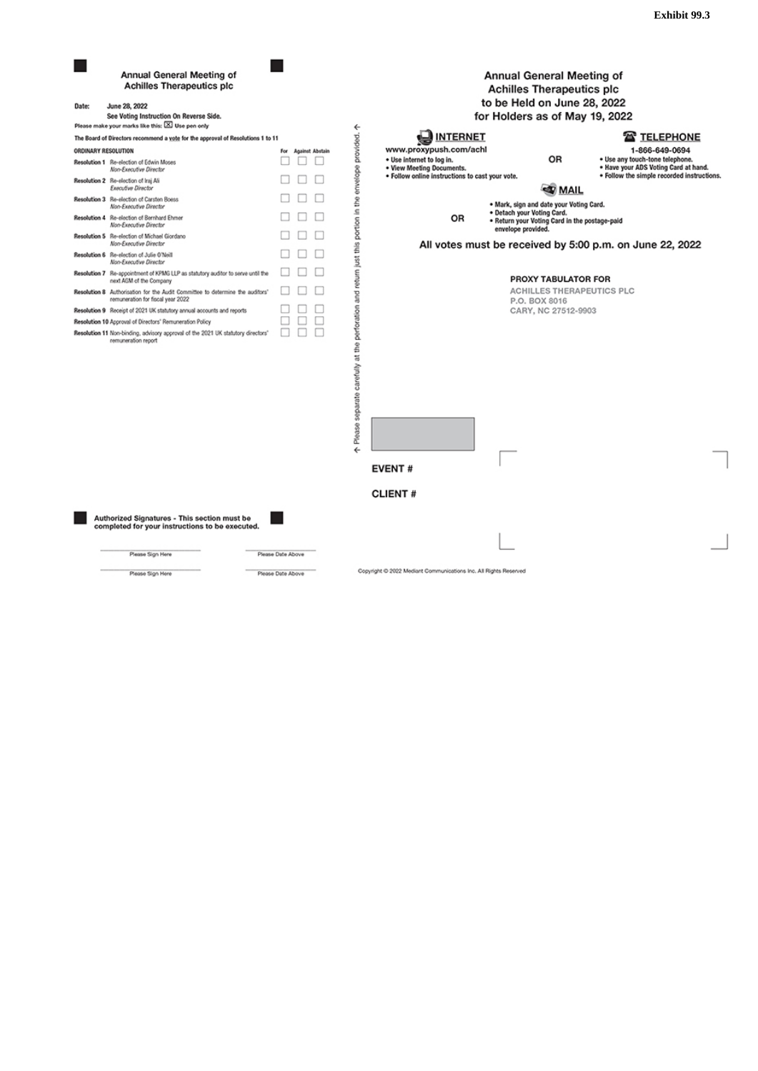Exhibit 99.3

## Annual General Meeting of Achilles Therapeutics plc

**Date:** June 28, 2022

**See Voting Instruction On Reverse Side.**

**Please make your marks like this:** ☒ **Use pen only**

**The Board of Directors recommend a vote for the approval of Resolutions 1 to 11**

| ORDINARY RESOLUTION | | For | Against | Abstain |
|---|---|---|---|---|
| Resolution 1 | Re-election of Edwin Moses *Non-Executive Director* | ☐ | ☐ | ☐ |
| Resolution 2 | Re-election of Iraj Ali *Executive Director* | ☐ | ☐ | ☐ |
| Resolution 3 | Re-election of Carsten Boess *Non-Executive Director* | ☐ | ☐ | ☐ |
| Resolution 4 | Re-election of Bernhard Ehmer *Non-Executive Director* | ☐ | ☐ | ☐ |
| Resolution 5 | Re-election of Michael Giordano *Non-Executive Director* | ☐ | ☐ | ☐ |
| Resolution 6 | Re-election of Julie O'Neill *Non-Executive Director* | ☐ | ☐ | ☐ |
| Resolution 7 | Re-appointment of KPMG LLP as statutory auditor to serve until the next AGM of the Company | ☐ | ☐ | ☐ |
| Resolution 8 | Authorisation for the Audit Committee to determine the auditors' remuneration for fiscal year 2022 | ☐ | ☐ | ☐ |
| Resolution 9 | Receipt of 2021 UK statutory annual accounts and reports | ☐ | ☐ | ☐ |
| Resolution 10 | Approval of Directors' Remuneration Policy | ☐ | ☐ | ☐ |
| Resolution 11 | Non-binding, advisory approval of the 2021 UK statutory directors' remuneration report | ☐ | ☐ | ☐ |

**Authorized Signatures - This section must be completed for your instructions to be executed.**

| | |
|---|---|
| Please Sign Here | Please Date Above |
| Please Sign Here | Please Date Above |

← Please separate carefully at the perforation and return just this portion in the envelope provided. ←

## Annual General Meeting of Achilles Therapeutics plc to be Held on June 28, 2022 for Holders as of May 19, 2022

**INTERNET**

www.proxypush.com/achl

- Use internet to log in.
- View Meeting Documents.
- Follow online instructions to cast your vote.

OR

**TELEPHONE**

1-866-649-0694

- Use any touch-tone telephone.
- Have your ADS Voting Card at hand.
- Follow the simple recorded instructions.

OR

**MAIL**

- Mark, sign and date your Voting Card.
- Detach your Voting Card.
- Return your Voting Card in the postage-paid envelope provided.

**All votes must be received by 5:00 p.m. on June 22, 2022**

PROXY TABULATOR FOR
ACHILLES THERAPEUTICS PLC
P.O. BOX 8016
CARY, NC 27512-9903

**EVENT #**

**CLIENT #**

Copyright © 2022 Mediant Communications Inc. All Rights Reserved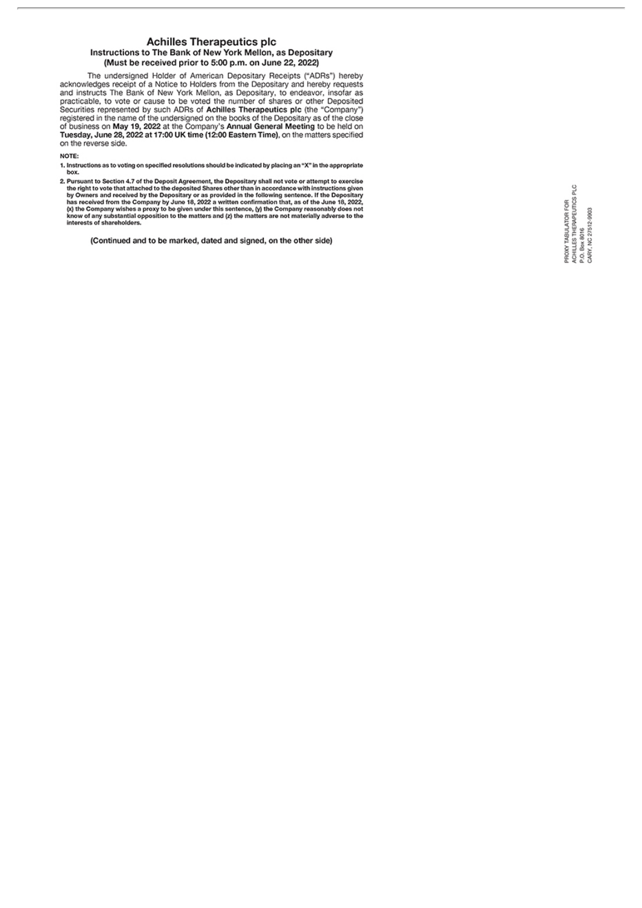# Achilles Therapeutics plc

## Instructions to The Bank of New York Mellon, as Depositary

### (Must be received prior to 5:00 p.m. on June 22, 2022)

The undersigned Holder of American Depositary Receipts ("ADRs") hereby acknowledges receipt of a Notice to Holders from the Depositary and hereby requests and instructs The Bank of New York Mellon, as Depositary, to endeavor, insofar as practicable, to vote or cause to be voted the number of shares or other Deposited Securities represented by such ADRs of **Achilles Therapeutics plc** (the "Company") registered in the name of the undersigned on the books of the Depositary as of the close of business on **May 19, 2022** at the Company's **Annual General Meeting** to be held on **Tuesday, June 28, 2022 at 17:00 UK time (12:00 Eastern Time)**, on the matters specified on the reverse side.

**NOTE:**

1. **Instructions as to voting on specified resolutions should be indicated by placing an "X" in the appropriate box.**
2. **Pursuant to Section 4.7 of the Deposit Agreement, the Depositary shall not vote or attempt to exercise the right to vote that attached to the deposited Shares other than in accordance with instructions given by Owners and received by the Depositary or as provided in the following sentence. If the Depositary has received from the Company by June 18, 2022 a written confirmation that, as of the June 18, 2022, (x) the Company wishes a proxy to be given under this sentence, (y) the Company reasonably does not know of any substantial opposition to the matters and (z) the matters are not materially adverse to the interests of shareholders.**

**(Continued and to be marked, dated and signed, on the other side)**

PROXY TABULATOR FOR
ACHILLES THERAPEUTICS PLC
P.O. Box 8016
CARY, NC 27512-9903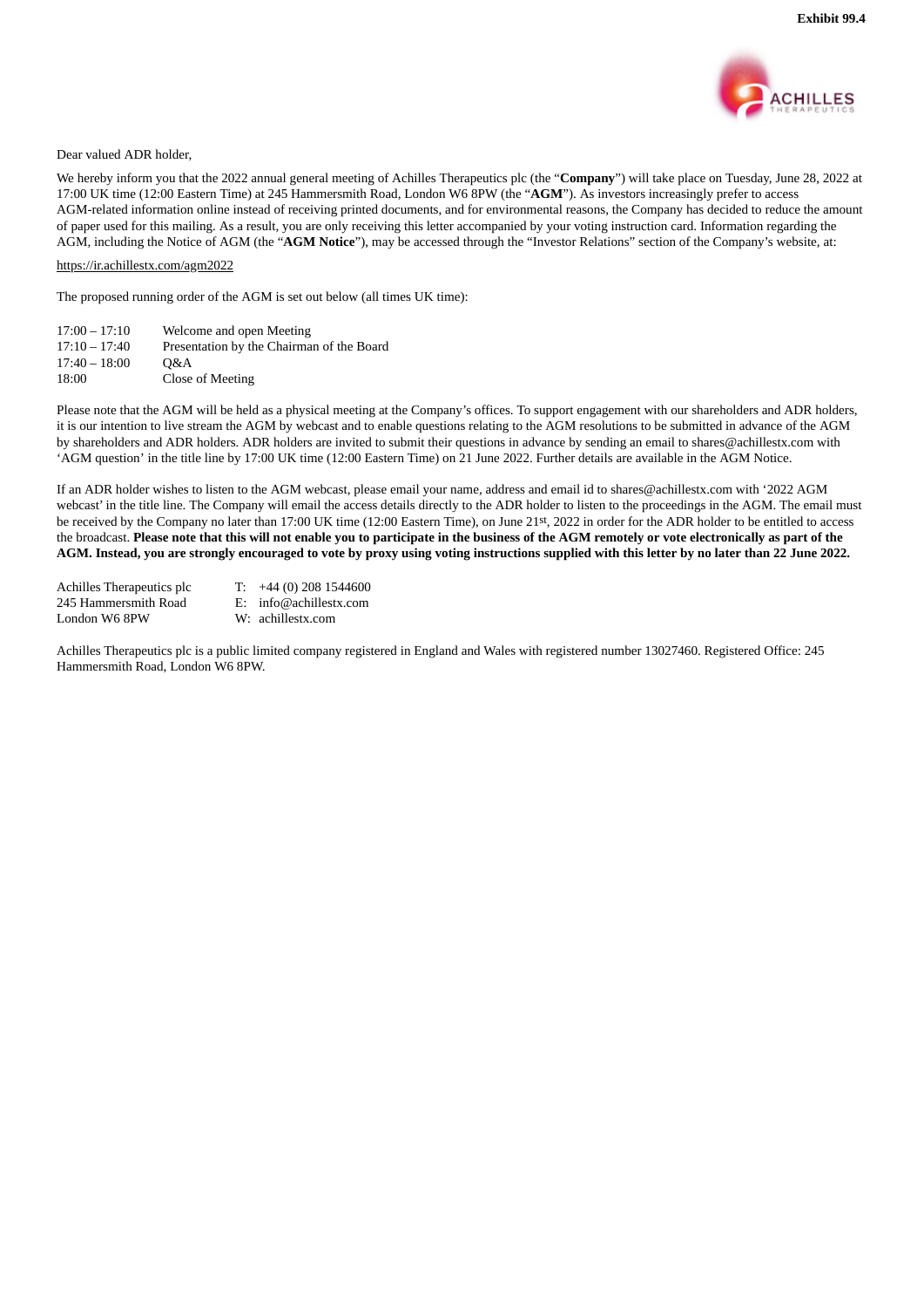Exhibit 99.4

Dear valued ADR holder,

We hereby inform you that the 2022 annual general meeting of Achilles Therapeutics plc (the "**Company**") will take place on Tuesday, June 28, 2022 at 17:00 UK time (12:00 Eastern Time) at 245 Hammersmith Road, London W6 8PW (the "**AGM**"). As investors increasingly prefer to access AGM-related information online instead of receiving printed documents, and for environmental reasons, the Company has decided to reduce the amount of paper used for this mailing. As a result, you are only receiving this letter accompanied by your voting instruction card. Information regarding the AGM, including the Notice of AGM (the "**AGM Notice**"), may be accessed through the "Investor Relations" section of the Company's website, at:

https://ir.achillestx.com/agm2022

The proposed running order of the AGM is set out below (all times UK time):

| | |
|---|---|
| 17:00 – 17:10 | Welcome and open Meeting |
| 17:10 – 17:40 | Presentation by the Chairman of the Board |
| 17:40 – 18:00 | Q&A |
| 18:00 | Close of Meeting |

Please note that the AGM will be held as a physical meeting at the Company's offices. To support engagement with our shareholders and ADR holders, it is our intention to live stream the AGM by webcast and to enable questions relating to the AGM resolutions to be submitted in advance of the AGM by shareholders and ADR holders. ADR holders are invited to submit their questions in advance by sending an email to shares@achillestx.com with 'AGM question' in the title line by 17:00 UK time (12:00 Eastern Time) on 21 June 2022. Further details are available in the AGM Notice.

If an ADR holder wishes to listen to the AGM webcast, please email your name, address and email id to shares@achillestx.com with '2022 AGM webcast' in the title line. The Company will email the access details directly to the ADR holder to listen to the proceedings in the AGM. The email must be received by the Company no later than 17:00 UK time (12:00 Eastern Time), on June 21st, 2022 in order for the ADR holder to be entitled to access the broadcast. **Please note that this will not enable you to participate in the business of the AGM remotely or vote electronically as part of the AGM. Instead, you are strongly encouraged to vote by proxy using voting instructions supplied with this letter by no later than 22 June 2022.**

| | |
|---|---|
| Achilles Therapeutics plc | T: +44 (0) 208 1544600 |
| 245 Hammersmith Road | E: info@achillestx.com |
| London W6 8PW | W: achillestx.com |

Achilles Therapeutics plc is a public limited company registered in England and Wales with registered number 13027460. Registered Office: 245 Hammersmith Road, London W6 8PW.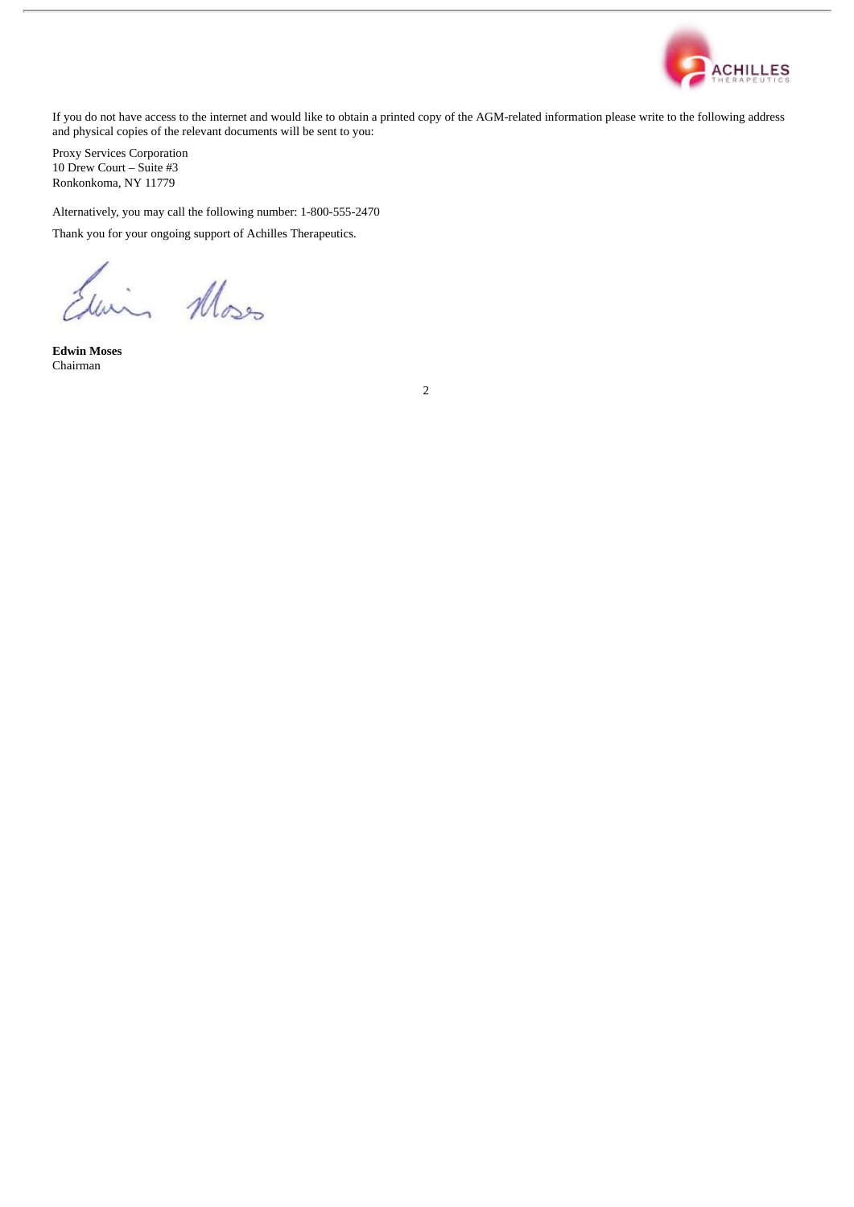If you do not have access to the internet and would like to obtain a printed copy of the AGM-related information please write to the following address and physical copies of the relevant documents will be sent to you:

Proxy Services Corporation
10 Drew Court – Suite #3
Ronkonkoma, NY 11779

Alternatively, you may call the following number: 1-800-555-2470

Thank you for your ongoing support of Achilles Therapeutics.

**Edwin Moses**
Chairman